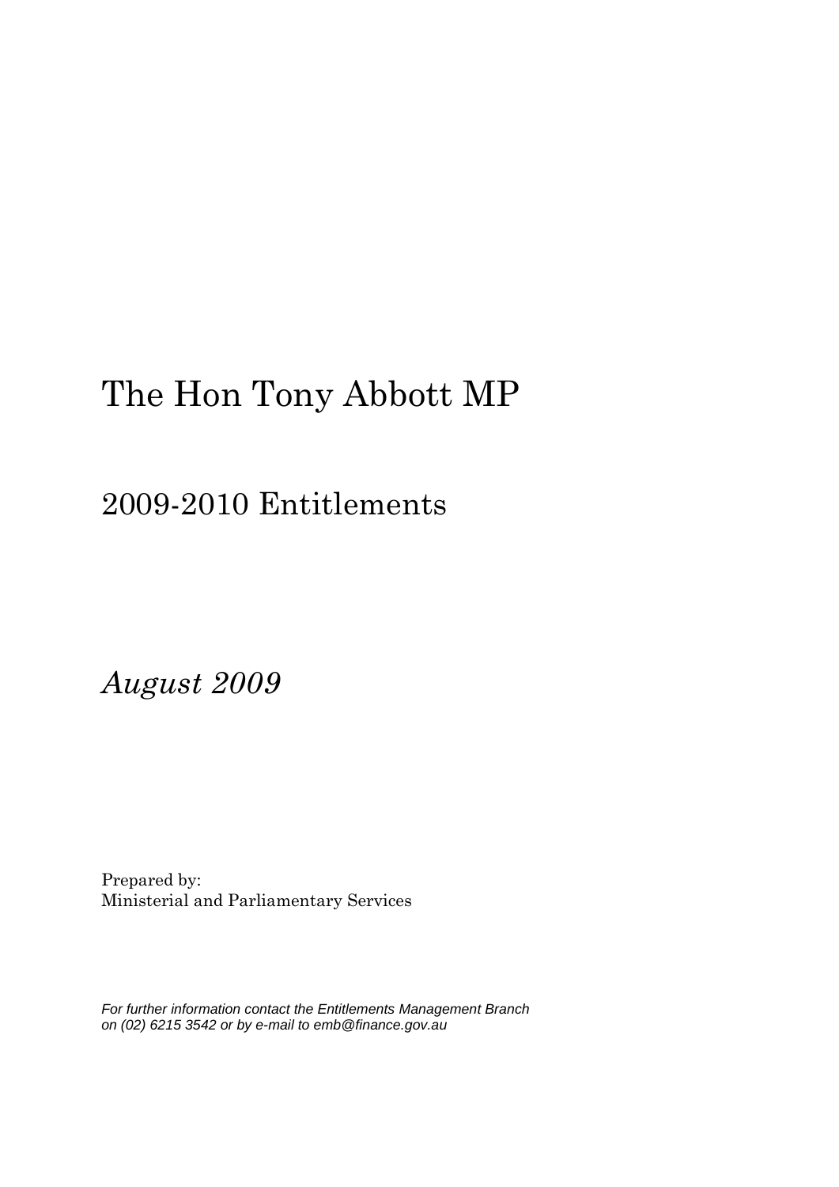# The Hon Tony Abbott MP

## 2009-2010 Entitlements

*August 2009*

Prepared by:
Ministerial and Parliamentary Services

*For further information contact the Entitlements Management Branch on (02) 6215 3542 or by e-mail to emb@finance.gov.au*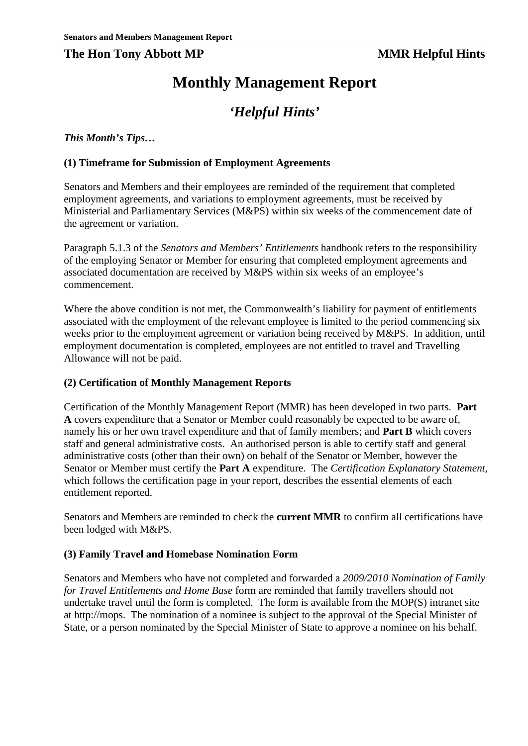# Monthly Management Report

## *'Helpful Hints'*

***This Month's Tips…***

### (1) Timeframe for Submission of Employment Agreements

Senators and Members and their employees are reminded of the requirement that completed employment agreements, and variations to employment agreements, must be received by Ministerial and Parliamentary Services (M&PS) within six weeks of the commencement date of the agreement or variation.

Paragraph 5.1.3 of the *Senators and Members' Entitlements* handbook refers to the responsibility of the employing Senator or Member for ensuring that completed employment agreements and associated documentation are received by M&PS within six weeks of an employee's commencement.

Where the above condition is not met, the Commonwealth's liability for payment of entitlements associated with the employment of the relevant employee is limited to the period commencing six weeks prior to the employment agreement or variation being received by M&PS. In addition, until employment documentation is completed, employees are not entitled to travel and Travelling Allowance will not be paid.

### (2) Certification of Monthly Management Reports

Certification of the Monthly Management Report (MMR) has been developed in two parts. **Part A** covers expenditure that a Senator or Member could reasonably be expected to be aware of, namely his or her own travel expenditure and that of family members; and **Part B** which covers staff and general administrative costs. An authorised person is able to certify staff and general administrative costs (other than their own) on behalf of the Senator or Member, however the Senator or Member must certify the **Part A** expenditure. The *Certification Explanatory Statement*, which follows the certification page in your report, describes the essential elements of each entitlement reported.

Senators and Members are reminded to check the **current MMR** to confirm all certifications have been lodged with M&PS.

### (3) Family Travel and Homebase Nomination Form

Senators and Members who have not completed and forwarded a *2009/2010 Nomination of Family for Travel Entitlements and Home Base* form are reminded that family travellers should not undertake travel until the form is completed. The form is available from the MOP(S) intranet site at http://mops. The nomination of a nominee is subject to the approval of the Special Minister of State, or a person nominated by the Special Minister of State to approve a nominee on his behalf.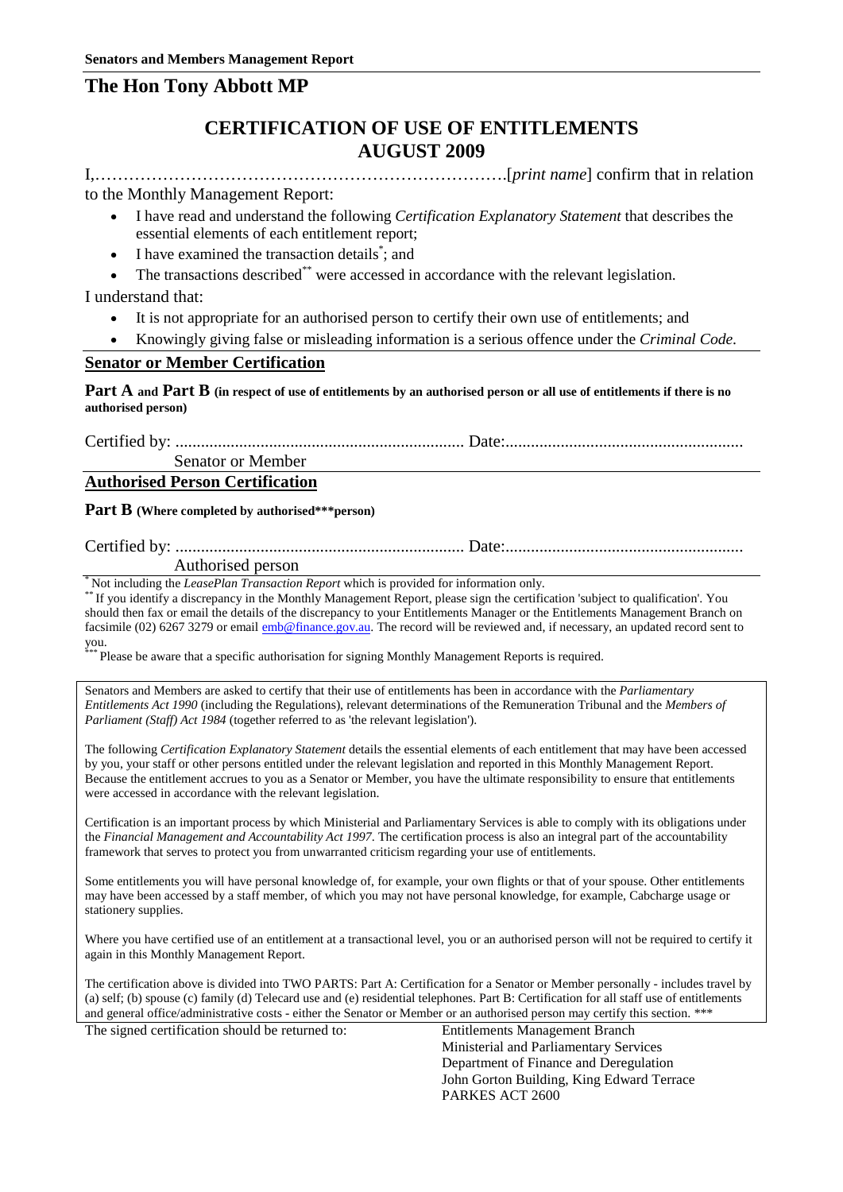**Senators and Members Management Report**

## The Hon Tony Abbott MP

# CERTIFICATION OF USE OF ENTITLEMENTS
# AUGUST 2009

I,……………………………………………………………….[*print name*] confirm that in relation to the Monthly Management Report:

- I have read and understand the following *Certification Explanatory Statement* that describes the essential elements of each entitlement report;
- I have examined the transaction details[*]; and
- The transactions described[**] were accessed in accordance with the relevant legislation.

I understand that:

- It is not appropriate for an authorised person to certify their own use of entitlements; and
- Knowingly giving false or misleading information is a serious offence under the *Criminal Code*.

### Senator or Member Certification

**Part A and Part B (in respect of use of entitlements by an authorised person or all use of entitlements if there is no authorised person)**

Certified by: ................................................................... Date:.......................................................

Senator or Member

### Authorised Person Certification

**Part B (Where completed by authorised\*\*\*person)**

Certified by: ................................................................... Date:.......................................................

Authorised person

[*] Not including the *LeasePlan Transaction Report* which is provided for information only.

[**] If you identify a discrepancy in the Monthly Management Report, please sign the certification 'subject to qualification'. You should then fax or email the details of the discrepancy to your Entitlements Manager or the Entitlements Management Branch on facsimile (02) 6267 3279 or email emb@finance.gov.au. The record will be reviewed and, if necessary, an updated record sent to you.

[***] Please be aware that a specific authorisation for signing Monthly Management Reports is required.

Senators and Members are asked to certify that their use of entitlements has been in accordance with the *Parliamentary Entitlements Act 1990* (including the Regulations), relevant determinations of the Remuneration Tribunal and the *Members of Parliament (Staff) Act 1984* (together referred to as 'the relevant legislation').

The following *Certification Explanatory Statement* details the essential elements of each entitlement that may have been accessed by you, your staff or other persons entitled under the relevant legislation and reported in this Monthly Management Report. Because the entitlement accrues to you as a Senator or Member, you have the ultimate responsibility to ensure that entitlements were accessed in accordance with the relevant legislation.

Certification is an important process by which Ministerial and Parliamentary Services is able to comply with its obligations under the *Financial Management and Accountability Act 1997*. The certification process is also an integral part of the accountability framework that serves to protect you from unwarranted criticism regarding your use of entitlements.

Some entitlements you will have personal knowledge of, for example, your own flights or that of your spouse. Other entitlements may have been accessed by a staff member, of which you may not have personal knowledge, for example, Cabcharge usage or stationery supplies.

Where you have certified use of an entitlement at a transactional level, you or an authorised person will not be required to certify it again in this Monthly Management Report.

The certification above is divided into TWO PARTS: Part A: Certification for a Senator or Member personally - includes travel by (a) self; (b) spouse (c) family (d) Telecard use and (e) residential telephones. Part B: Certification for all staff use of entitlements and general office/administrative costs - either the Senator or Member or an authorised person may certify this section. \*\*\*

The signed certification should be returned to:

Entitlements Management Branch
Ministerial and Parliamentary Services
Department of Finance and Deregulation
John Gorton Building, King Edward Terrace
PARKES ACT 2600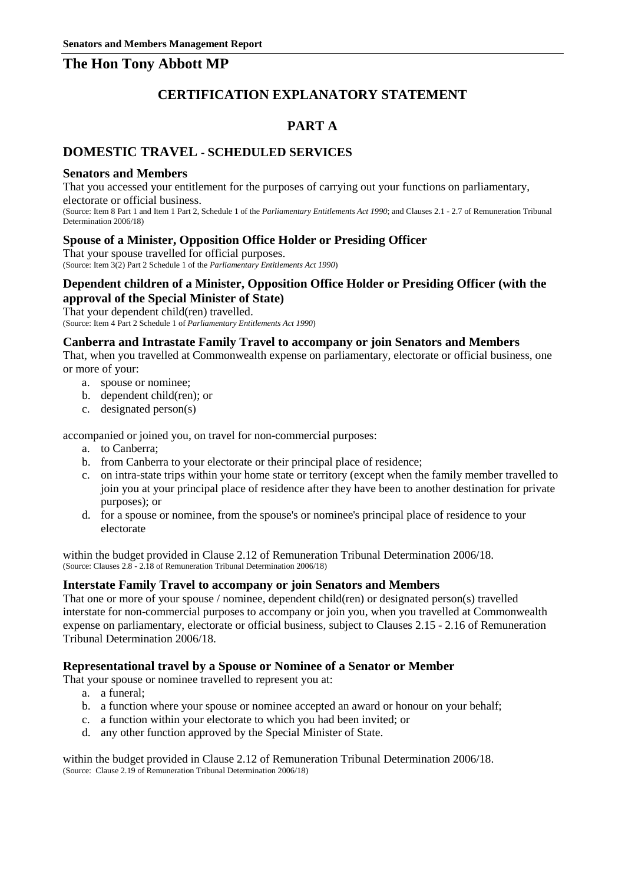# The Hon Tony Abbott MP

## CERTIFICATION EXPLANATORY STATEMENT

## PART A

## DOMESTIC TRAVEL - SCHEDULED SERVICES

### Senators and Members

That you accessed your entitlement for the purposes of carrying out your functions on parliamentary, electorate or official business.

(Source: Item 8 Part 1 and Item 1 Part 2, Schedule 1 of the *Parliamentary Entitlements Act 1990*; and Clauses 2.1 - 2.7 of Remuneration Tribunal Determination 2006/18)

### Spouse of a Minister, Opposition Office Holder or Presiding Officer

That your spouse travelled for official purposes.

(Source: Item 3(2) Part 2 Schedule 1 of the *Parliamentary Entitlements Act 1990*)

### Dependent children of a Minister, Opposition Office Holder or Presiding Officer (with the approval of the Special Minister of State)

That your dependent child(ren) travelled.

(Source: Item 4 Part 2 Schedule 1 of *Parliamentary Entitlements Act 1990*)

### Canberra and Intrastate Family Travel to accompany or join Senators and Members

That, when you travelled at Commonwealth expense on parliamentary, electorate or official business, one or more of your:

a. spouse or nominee;
b. dependent child(ren); or
c. designated person(s)

accompanied or joined you, on travel for non-commercial purposes:

a. to Canberra;
b. from Canberra to your electorate or their principal place of residence;
c. on intra-state trips within your home state or territory (except when the family member travelled to join you at your principal place of residence after they have been to another destination for private purposes); or
d. for a spouse or nominee, from the spouse's or nominee's principal place of residence to your electorate

within the budget provided in Clause 2.12 of Remuneration Tribunal Determination 2006/18.

(Source: Clauses 2.8 - 2.18 of Remuneration Tribunal Determination 2006/18)

### Interstate Family Travel to accompany or join Senators and Members

That one or more of your spouse / nominee, dependent child(ren) or designated person(s) travelled interstate for non-commercial purposes to accompany or join you, when you travelled at Commonwealth expense on parliamentary, electorate or official business, subject to Clauses 2.15 - 2.16 of Remuneration Tribunal Determination 2006/18.

### Representational travel by a Spouse or Nominee of a Senator or Member

That your spouse or nominee travelled to represent you at:

a. a funeral;
b. a function where your spouse or nominee accepted an award or honour on your behalf;
c. a function within your electorate to which you had been invited; or
d. any other function approved by the Special Minister of State.

within the budget provided in Clause 2.12 of Remuneration Tribunal Determination 2006/18.

(Source: Clause 2.19 of Remuneration Tribunal Determination 2006/18)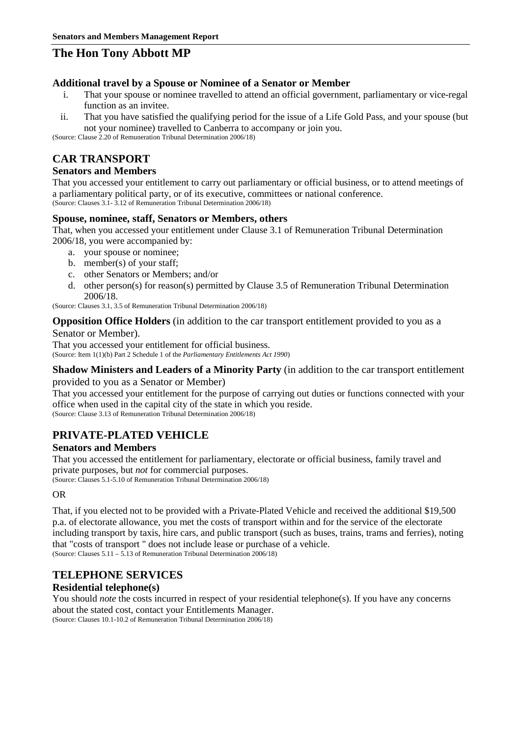## The Hon Tony Abbott MP

### Additional travel by a Spouse or Nominee of a Senator or Member

i. That your spouse or nominee travelled to attend an official government, parliamentary or vice-regal function as an invitee.

ii. That you have satisfied the qualifying period for the issue of a Life Gold Pass, and your spouse (but not your nominee) travelled to Canberra to accompany or join you.

(Source: Clause 2.20 of Remuneration Tribunal Determination 2006/18)

## CAR TRANSPORT

### Senators and Members

That you accessed your entitlement to carry out parliamentary or official business, or to attend meetings of a parliamentary political party, or of its executive, committees or national conference.

(Source: Clauses 3.1- 3.12 of Remuneration Tribunal Determination 2006/18)

### Spouse, nominee, staff, Senators or Members, others

That, when you accessed your entitlement under Clause 3.1 of Remuneration Tribunal Determination 2006/18, you were accompanied by:

a. your spouse or nominee;
b. member(s) of your staff;
c. other Senators or Members; and/or
d. other person(s) for reason(s) permitted by Clause 3.5 of Remuneration Tribunal Determination 2006/18.

(Source: Clauses 3.1, 3.5 of Remuneration Tribunal Determination 2006/18)

**Opposition Office Holders** (in addition to the car transport entitlement provided to you as a Senator or Member).

That you accessed your entitlement for official business.

(Source: Item 1(1)(b) Part 2 Schedule 1 of the *Parliamentary Entitlements Act 1990*)

**Shadow Ministers and Leaders of a Minority Party** (in addition to the car transport entitlement provided to you as a Senator or Member)

That you accessed your entitlement for the purpose of carrying out duties or functions connected with your office when used in the capital city of the state in which you reside.

(Source: Clause 3.13 of Remuneration Tribunal Determination 2006/18)

## PRIVATE-PLATED VEHICLE

### Senators and Members

That you accessed the entitlement for parliamentary, electorate or official business, family travel and private purposes, but *not* for commercial purposes.

(Source: Clauses 5.1-5.10 of Remuneration Tribunal Determination 2006/18)

OR

That, if you elected not to be provided with a Private-Plated Vehicle and received the additional $19,500 p.a. of electorate allowance, you met the costs of transport within and for the service of the electorate including transport by taxis, hire cars, and public transport (such as buses, trains, trams and ferries), noting that "costs of transport " does not include lease or purchase of a vehicle.

(Source: Clauses 5.11 – 5.13 of Remuneration Tribunal Determination 2006/18)

## TELEPHONE SERVICES

### Residential telephone(s)

You should *note* the costs incurred in respect of your residential telephone(s). If you have any concerns about the stated cost, contact your Entitlements Manager.

(Source: Clauses 10.1-10.2 of Remuneration Tribunal Determination 2006/18)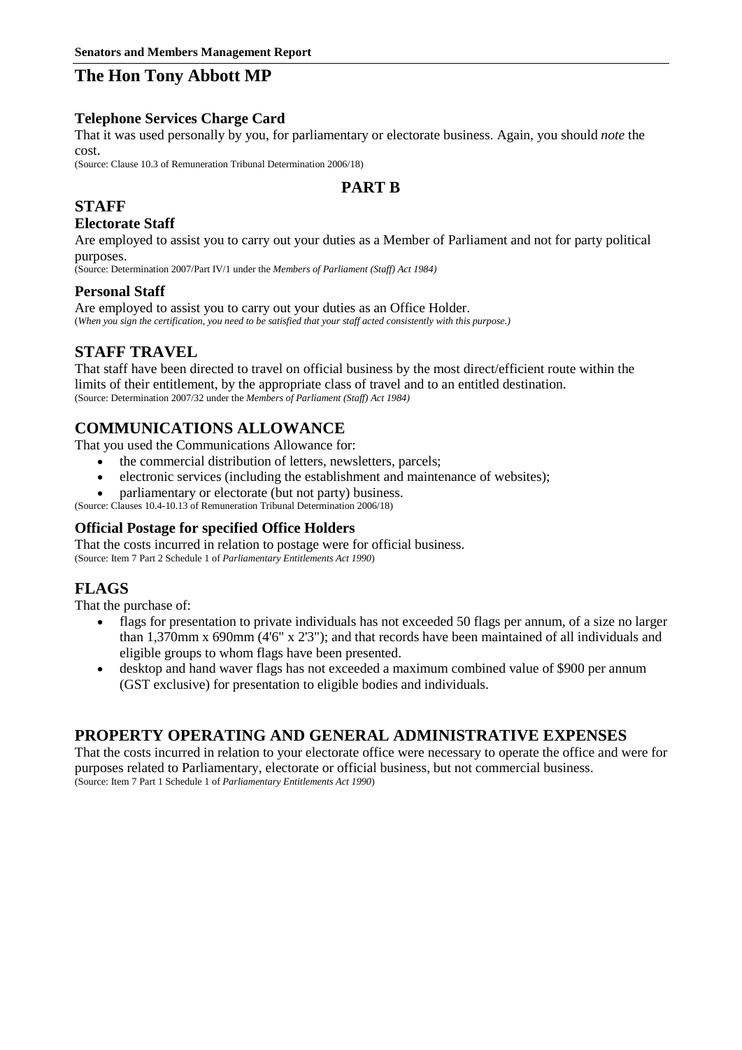# The Hon Tony Abbott MP

### Telephone Services Charge Card

That it was used personally by you, for parliamentary or electorate business. Again, you should *note* the cost.

(Source: Clause 10.3 of Remuneration Tribunal Determination 2006/18)

## PART B

## STAFF

### Electorate Staff

Are employed to assist you to carry out your duties as a Member of Parliament and not for party political purposes.

(Source: Determination 2007/Part IV/1 under the *Members of Parliament (Staff) Act 1984)*

### Personal Staff

Are employed to assist you to carry out your duties as an Office Holder.

(*When you sign the certification, you need to be satisfied that your staff acted consistently with this purpose.)*

## STAFF TRAVEL

That staff have been directed to travel on official business by the most direct/efficient route within the limits of their entitlement, by the appropriate class of travel and to an entitled destination.

(Source: Determination 2007/32 under the *Members of Parliament (Staff) Act 1984)*

## COMMUNICATIONS ALLOWANCE

That you used the Communications Allowance for:

- the commercial distribution of letters, newsletters, parcels;
- electronic services (including the establishment and maintenance of websites);
- parliamentary or electorate (but not party) business.

(Source: Clauses 10.4-10.13 of Remuneration Tribunal Determination 2006/18)

### Official Postage for specified Office Holders

That the costs incurred in relation to postage were for official business.

(Source: Item 7 Part 2 Schedule 1 of *Parliamentary Entitlements Act 1990*)

## FLAGS

That the purchase of:

- flags for presentation to private individuals has not exceeded 50 flags per annum, of a size no larger than 1,370mm x 690mm (4'6" x 2'3"); and that records have been maintained of all individuals and eligible groups to whom flags have been presented.
- desktop and hand waver flags has not exceeded a maximum combined value of $900 per annum (GST exclusive) for presentation to eligible bodies and individuals.

## PROPERTY OPERATING AND GENERAL ADMINISTRATIVE EXPENSES

That the costs incurred in relation to your electorate office were necessary to operate the office and were for purposes related to Parliamentary, electorate or official business, but not commercial business.

(Source: Item 7 Part 1 Schedule 1 of *Parliamentary Entitlements Act 1990*)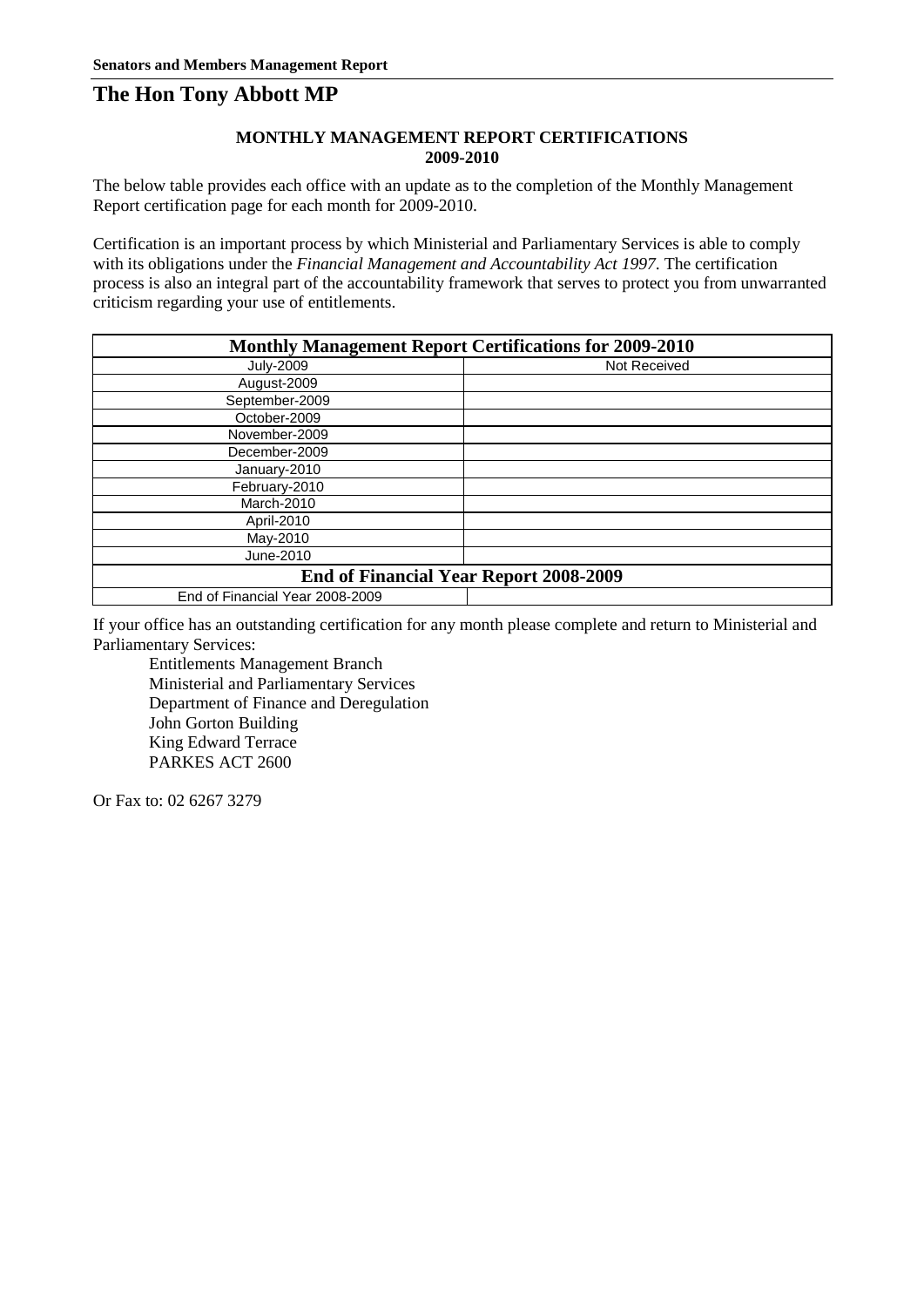**Senators and Members Management Report**

# The Hon Tony Abbott MP

### MONTHLY MANAGEMENT REPORT CERTIFICATIONS
### 2009-2010

The below table provides each office with an update as to the completion of the Monthly Management Report certification page for each month for 2009-2010.

Certification is an important process by which Ministerial and Parliamentary Services is able to comply with its obligations under the *Financial Management and Accountability Act 1997*. The certification process is also an integral part of the accountability framework that serves to protect you from unwarranted criticism regarding your use of entitlements.

| Monthly Management Report Certifications for 2009-2010 | |
|---|---|
| July-2009 | Not Received |
| August-2009 | |
| September-2009 | |
| October-2009 | |
| November-2009 | |
| December-2009 | |
| January-2010 | |
| February-2010 | |
| March-2010 | |
| April-2010 | |
| May-2010 | |
| June-2010 | |
| **End of Financial Year Report 2008-2009** | |
| End of Financial Year 2008-2009 | |

If your office has an outstanding certification for any month please complete and return to Ministerial and Parliamentary Services:

Entitlements Management Branch
Ministerial and Parliamentary Services
Department of Finance and Deregulation
John Gorton Building
King Edward Terrace
PARKES ACT 2600

Or Fax to: 02 6267 3279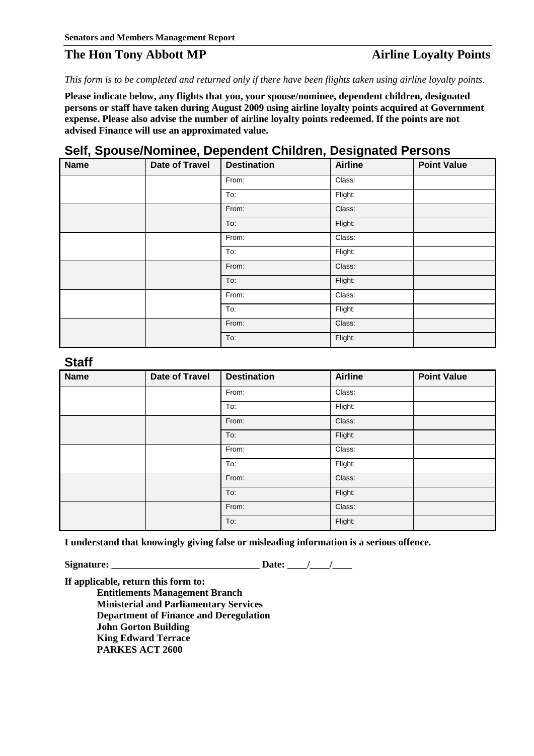## The Hon Tony Abbott MP — Airline Loyalty Points

*This form is to be completed and returned only if there have been flights taken using airline loyalty points.*

**Please indicate below, any flights that you, your spouse/nominee, dependent children, designated persons or staff have taken during August 2009 using airline loyalty points acquired at Government expense. Please also advise the number of airline loyalty points redeemed. If the points are not advised Finance will use an approximated value.**

## Self, Spouse/Nominee, Dependent Children, Designated Persons

| Name | Date of Travel | Destination | Airline | Point Value |
|---|---|---|---|---|
| | | From: | Class: | |
| | | To: | Flight: | |
| | | From: | Class: | |
| | | To: | Flight: | |
| | | From: | Class: | |
| | | To: | Flight: | |
| | | From: | Class: | |
| | | To: | Flight: | |
| | | From: | Class: | |
| | | To: | Flight: | |
| | | From: | Class: | |
| | | To: | Flight: | |

## Staff

| Name | Date of Travel | Destination | Airline | Point Value |
|---|---|---|---|---|
| | | From: | Class: | |
| | | To: | Flight: | |
| | | From: | Class: | |
| | | To: | Flight: | |
| | | From: | Class: | |
| | | To: | Flight: | |
| | | From: | Class: | |
| | | To: | Flight: | |
| | | From: | Class: | |
| | | To: | Flight: | |

**I understand that knowingly giving false or misleading information is a serious offence.**

**Signature: ______________________________ Date: ____/____/____**

**If applicable, return this form to:**

**Entitlements Management Branch**
**Ministerial and Parliamentary Services**
**Department of Finance and Deregulation**
**John Gorton Building**
**King Edward Terrace**
**PARKES ACT 2600**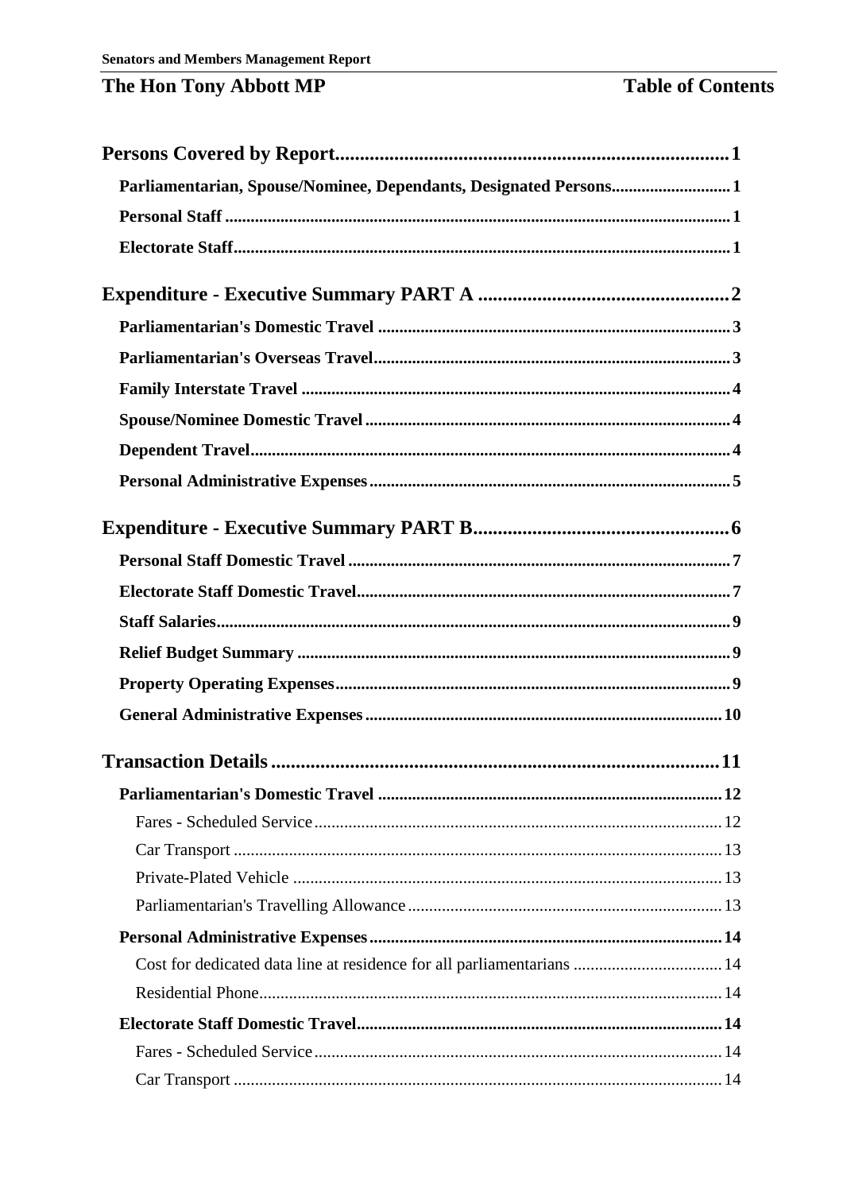# Table of Contents

| | |
|---|---|
| **Persons Covered by Report** | **1** |
| **Parliamentarian, Spouse/Nominee, Dependants, Designated Persons** | **1** |
| **Personal Staff** | **1** |
| **Electorate Staff** | **1** |
| **Expenditure - Executive Summary PART A** | **2** |
| **Parliamentarian's Domestic Travel** | **3** |
| **Parliamentarian's Overseas Travel** | **3** |
| **Family Interstate Travel** | **4** |
| **Spouse/Nominee Domestic Travel** | **4** |
| **Dependent Travel** | **4** |
| **Personal Administrative Expenses** | **5** |
| **Expenditure - Executive Summary PART B** | **6** |
| **Personal Staff Domestic Travel** | **7** |
| **Electorate Staff Domestic Travel** | **7** |
| **Staff Salaries** | **9** |
| **Relief Budget Summary** | **9** |
| **Property Operating Expenses** | **9** |
| **General Administrative Expenses** | **10** |
| **Transaction Details** | **11** |
| **Parliamentarian's Domestic Travel** | **12** |
| Fares - Scheduled Service | 12 |
| Car Transport | 13 |
| Private-Plated Vehicle | 13 |
| Parliamentarian's Travelling Allowance | 13 |
| **Personal Administrative Expenses** | **14** |
| Cost for dedicated data line at residence for all parliamentarians | 14 |
| Residential Phone | 14 |
| **Electorate Staff Domestic Travel** | **14** |
| Fares - Scheduled Service | 14 |
| Car Transport | 14 |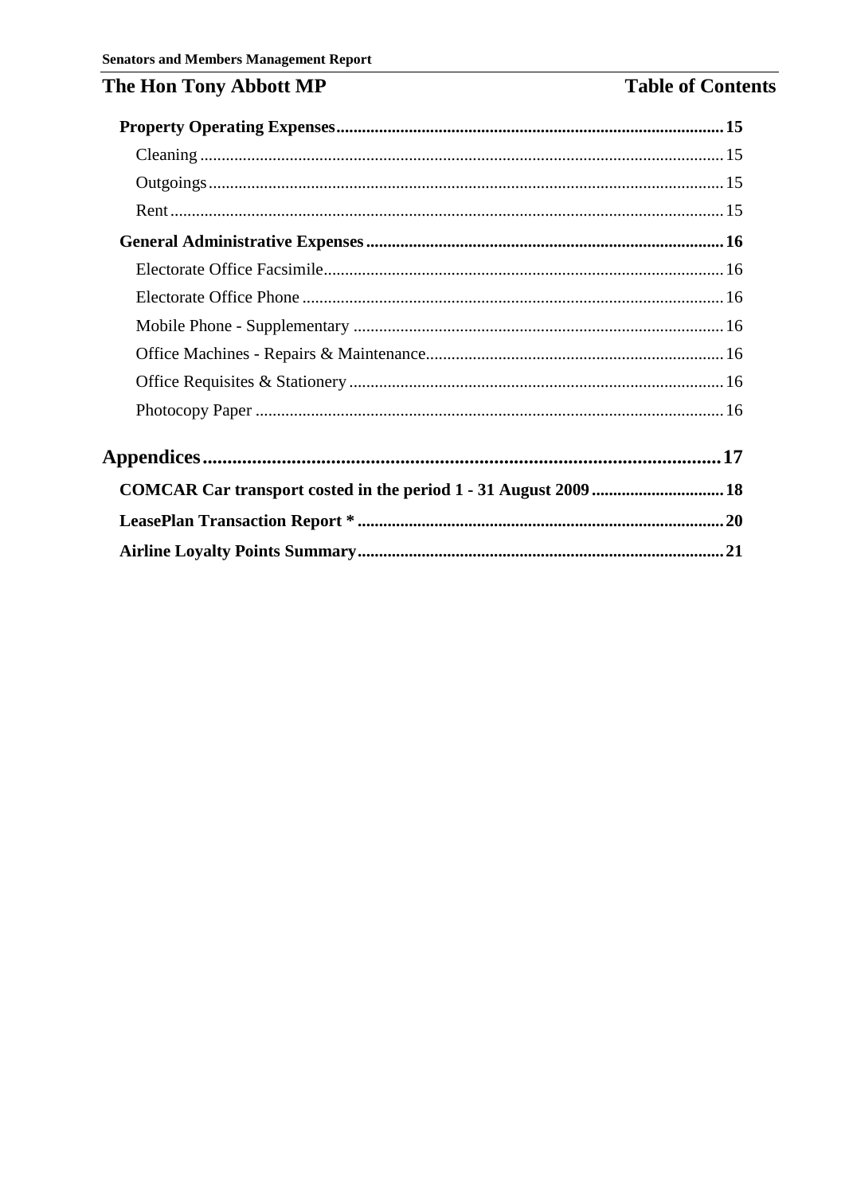**Property Operating Expenses** .......... **15**

Cleaning .......... 15

Outgoings .......... 15

Rent .......... 15

**General Administrative Expenses** .......... **16**

Electorate Office Facsimile .......... 16

Electorate Office Phone .......... 16

Mobile Phone - Supplementary .......... 16

Office Machines - Repairs & Maintenance .......... 16

Office Requisites & Stationery .......... 16

Photocopy Paper .......... 16

## Appendices .......... 17

**COMCAR Car transport costed in the period 1 - 31 August 2009** .......... **18**

**LeasePlan Transaction Report *** .......... **20**

**Airline Loyalty Points Summary** .......... **21**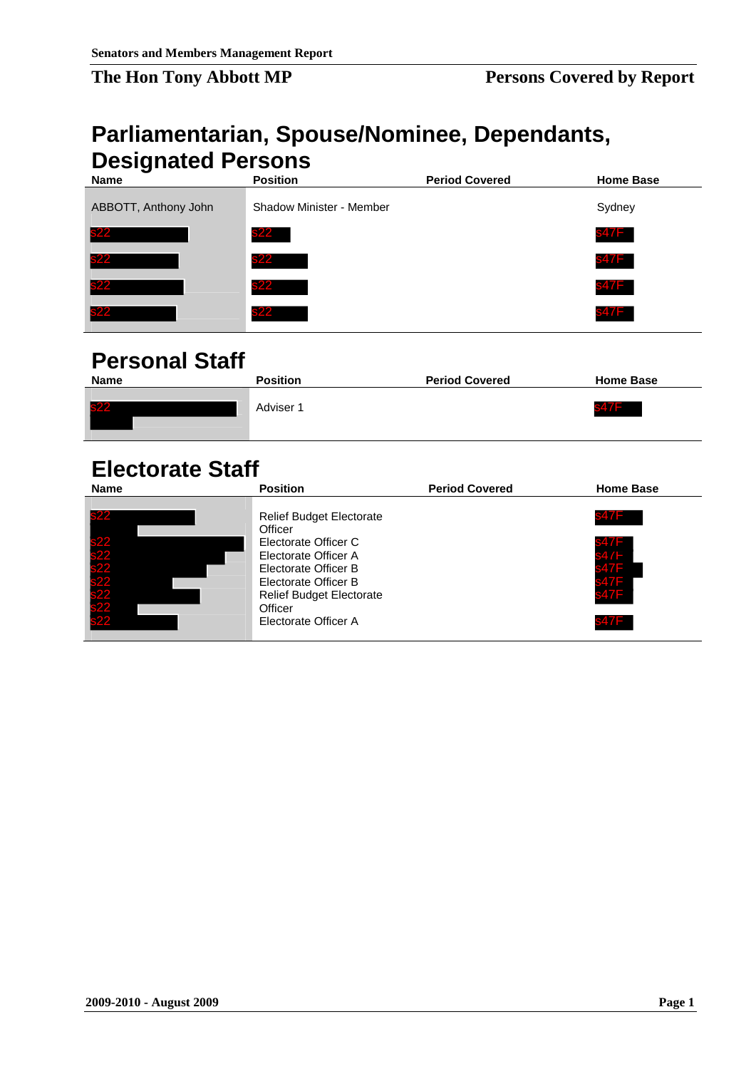Senators and Members Management Report

**The Hon Tony Abbott MP** **Persons Covered by Report**

## Parliamentarian, Spouse/Nominee, Dependants, Designated Persons

| Name | Position | Period Covered | Home Base |
|---|---|---|---|
| ABBOTT, Anthony John | Shadow Minister - Member | | Sydney |
| s22 | s22 | | s47F |
| s22 | s22 | | s47F |
| s22 | s22 | | s47F |
| s22 | s22 | | s47F |

## Personal Staff

| Name | Position | Period Covered | Home Base |
|---|---|---|---|
| s22 | Adviser 1 | | s47F |

## Electorate Staff

| Name | Position | Period Covered | Home Base |
|---|---|---|---|
| s22 | Relief Budget Electorate Officer | | s47F |
| s22 | Electorate Officer C | | s47F |
| s22 | Electorate Officer A | | s47F |
| s22 | Electorate Officer B | | s47F |
| s22 | Electorate Officer B | | s47F |
| s22 | Relief Budget Electorate Officer | | s47F |
| s22 | | | |
| s22 | Electorate Officer A | | s47F |

2009-2010 - August 2009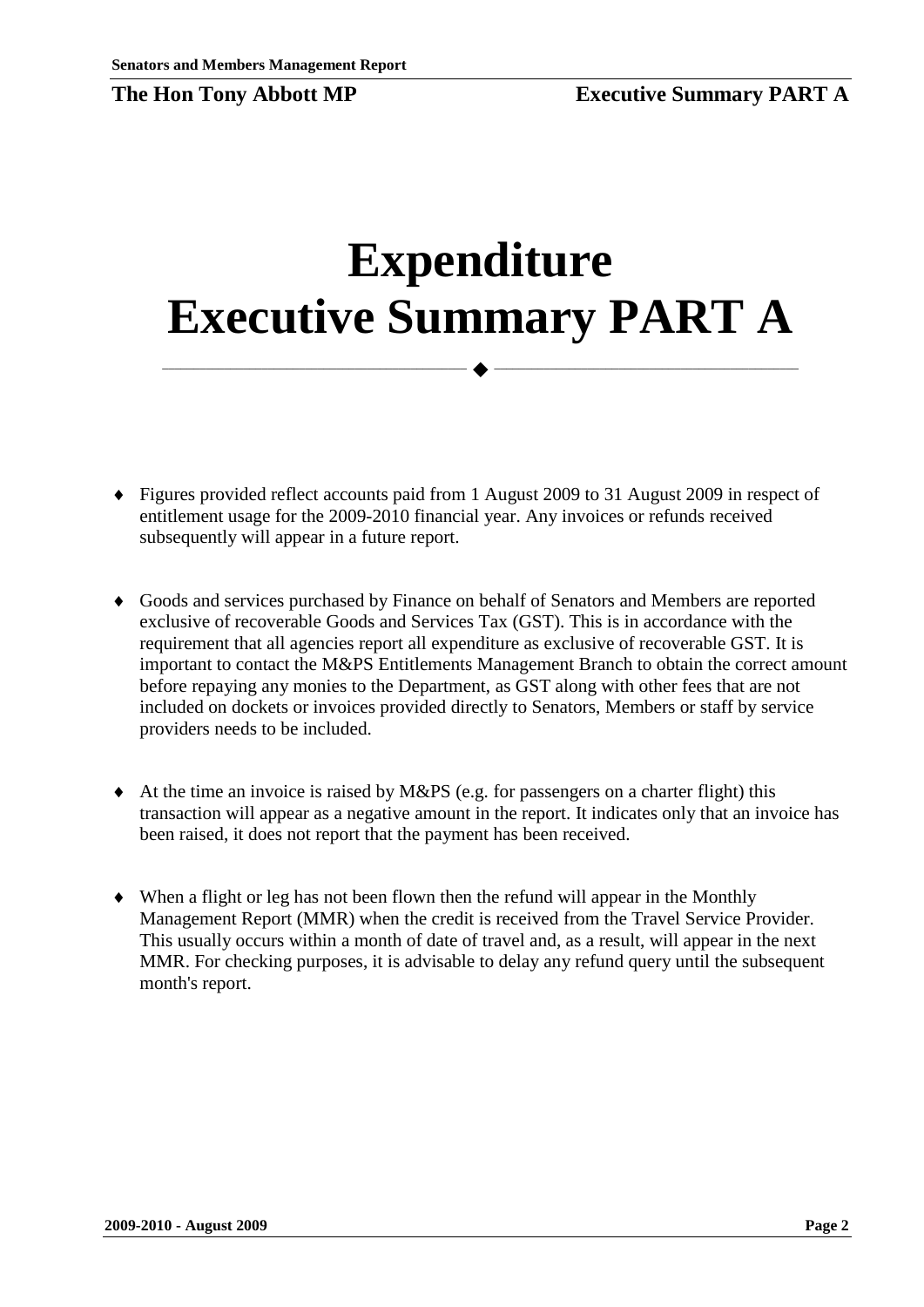# Expenditure Executive Summary PART A

- Figures provided reflect accounts paid from 1 August 2009 to 31 August 2009 in respect of entitlement usage for the 2009-2010 financial year. Any invoices or refunds received subsequently will appear in a future report.

- Goods and services purchased by Finance on behalf of Senators and Members are reported exclusive of recoverable Goods and Services Tax (GST). This is in accordance with the requirement that all agencies report all expenditure as exclusive of recoverable GST. It is important to contact the M&PS Entitlements Management Branch to obtain the correct amount before repaying any monies to the Department, as GST along with other fees that are not included on dockets or invoices provided directly to Senators, Members or staff by service providers needs to be included.

- At the time an invoice is raised by M&PS (e.g. for passengers on a charter flight) this transaction will appear as a negative amount in the report. It indicates only that an invoice has been raised, it does not report that the payment has been received.

- When a flight or leg has not been flown then the refund will appear in the Monthly Management Report (MMR) when the credit is received from the Travel Service Provider. This usually occurs within a month of date of travel and, as a result, will appear in the next MMR. For checking purposes, it is advisable to delay any refund query until the subsequent month's report.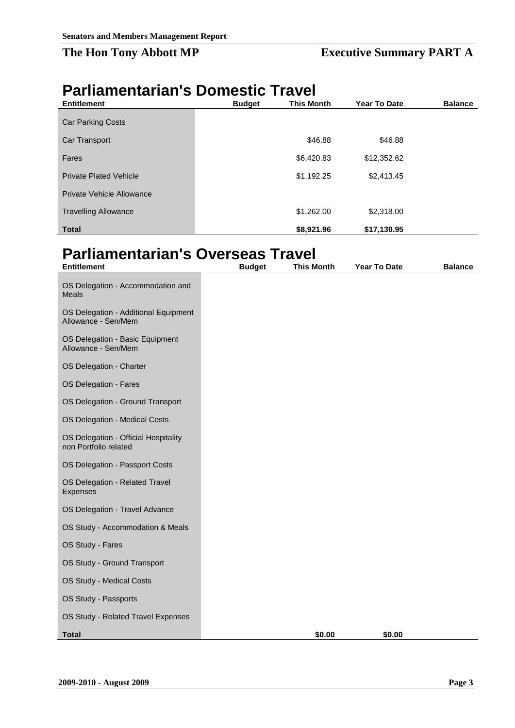**Senators and Members Management Report**

## The Hon Tony Abbott MP

## Executive Summary PART A

# Parliamentarian's Domestic Travel

| Entitlement | Budget | This Month | Year To Date | Balance |
|---|---|---|---|---|
| Car Parking Costs | | | | |
| Car Transport | | $46.88 | $46.88 | |
| Fares | | $6,420.83 | $12,352.62 | |
| Private Plated Vehicle | | $1,192.25 | $2,413.45 | |
| Private Vehicle Allowance | | | | |
| Travelling Allowance | | $1,262.00 | $2,318.00 | |
| **Total** | | **$8,921.96** | **$17,130.95** | |

# Parliamentarian's Overseas Travel

| Entitlement | Budget | This Month | Year To Date | Balance |
|---|---|---|---|---|
| OS Delegation - Accommodation and Meals | | | | |
| OS Delegation - Additional Equipment Allowance - Sen/Mem | | | | |
| OS Delegation - Basic Equipment Allowance - Sen/Mem | | | | |
| OS Delegation - Charter | | | | |
| OS Delegation - Fares | | | | |
| OS Delegation - Ground Transport | | | | |
| OS Delegation - Medical Costs | | | | |
| OS Delegation - Official Hospitality non Portfolio related | | | | |
| OS Delegation - Passport Costs | | | | |
| OS Delegation - Related Travel Expenses | | | | |
| OS Delegation - Travel Advance | | | | |
| OS Study - Accommodation & Meals | | | | |
| OS Study - Fares | | | | |
| OS Study - Ground Transport | | | | |
| OS Study - Medical Costs | | | | |
| OS Study - Passports | | | | |
| OS Study - Related Travel Expenses | | | | |
| **Total** | | **$0.00** | **$0.00** | |

**2009-2010 - August 2009**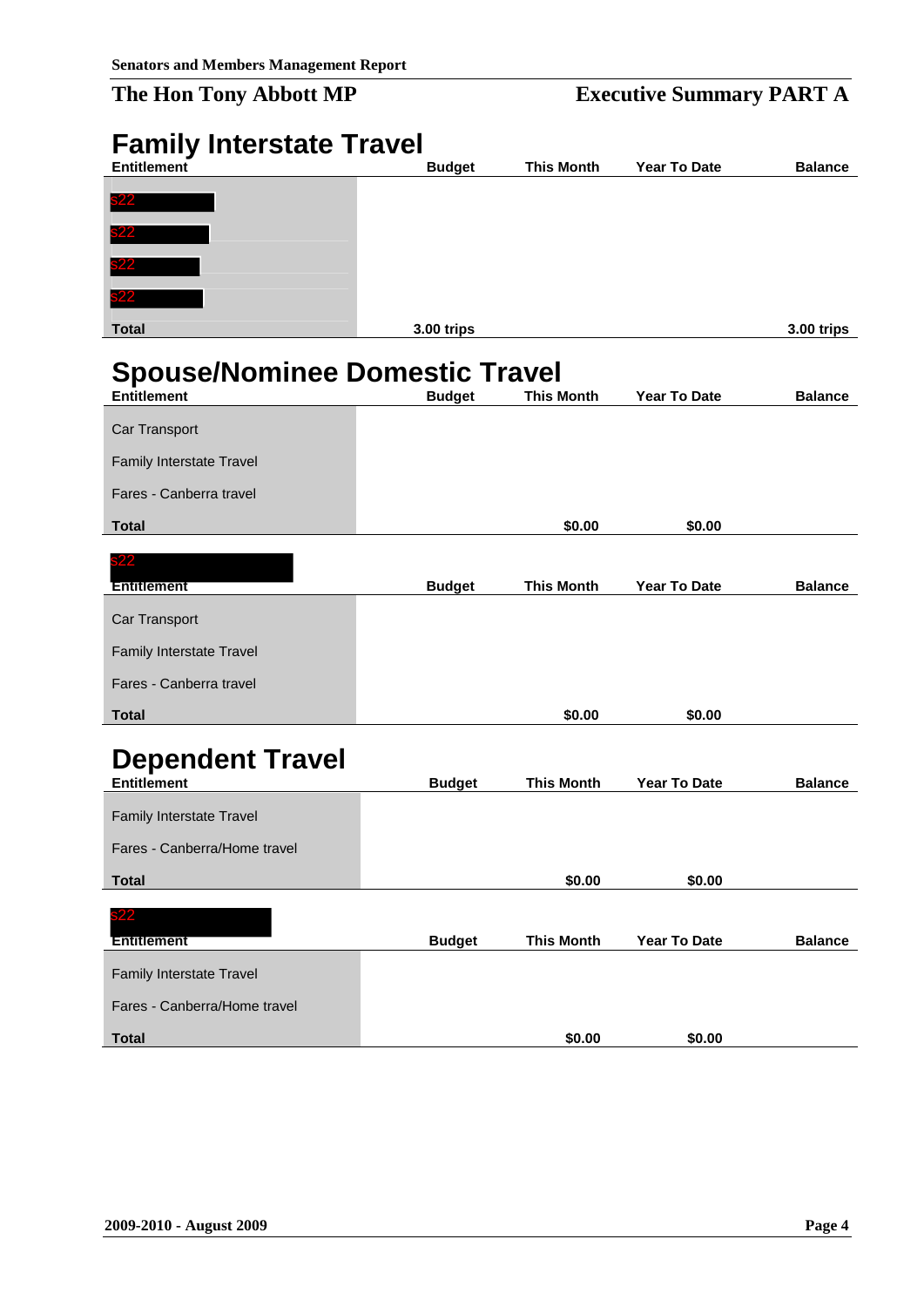# The Hon Tony Abbott MP

## Executive Summary PART A

## Family Interstate Travel

| Entitlement | Budget | This Month | Year To Date | Balance |
| --- | --- | --- | --- | --- |
| s22 | | | | |
| s22 | | | | |
| s22 | | | | |
| s22 | | | | |
| **Total** | **3.00 trips** | | | **3.00 trips** |

## Spouse/Nominee Domestic Travel

| Entitlement | Budget | This Month | Year To Date | Balance |
| --- | --- | --- | --- | --- |
| Car Transport | | | | |
| Family Interstate Travel | | | | |
| Fares - Canberra travel | | | | |
| **Total** | | **$0.00** | **$0.00** | |

s22

| Entitlement | Budget | This Month | Year To Date | Balance |
| --- | --- | --- | --- | --- |
| Car Transport | | | | |
| Family Interstate Travel | | | | |
| Fares - Canberra travel | | | | |
| **Total** | | **$0.00** | **$0.00** | |

## Dependent Travel

| Entitlement | Budget | This Month | Year To Date | Balance |
| --- | --- | --- | --- | --- |
| Family Interstate Travel | | | | |
| Fares - Canberra/Home travel | | | | |
| **Total** | | **$0.00** | **$0.00** | |

s22

| Entitlement | Budget | This Month | Year To Date | Balance |
| --- | --- | --- | --- | --- |
| Family Interstate Travel | | | | |
| Fares - Canberra/Home travel | | | | |
| **Total** | | **$0.00** | **$0.00** | |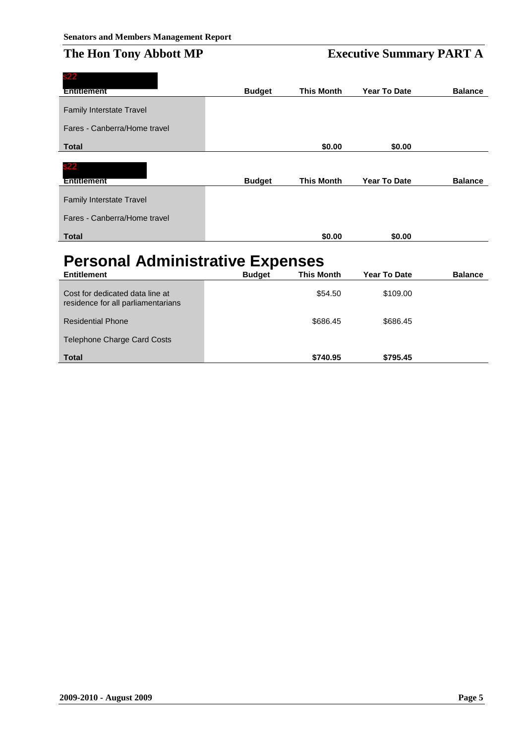# The Hon Tony Abbott MP

## Executive Summary PART A

s22

| Entitlement | Budget | This Month | Year To Date | Balance |
|---|---|---|---|---|
| Family Interstate Travel | | | | |
| Fares - Canberra/Home travel | | | | |
| **Total** | | **$0.00** | **$0.00** | |

s22

| Entitlement | Budget | This Month | Year To Date | Balance |
|---|---|---|---|---|
| Family Interstate Travel | | | | |
| Fares - Canberra/Home travel | | | | |
| **Total** | | **$0.00** | **$0.00** | |

# Personal Administrative Expenses

| Entitlement | Budget | This Month | Year To Date | Balance |
|---|---|---|---|---|
| Cost for dedicated data line at residence for all parliamentarians | | $54.50 | $109.00 | |
| Residential Phone | | $686.45 | $686.45 | |
| Telephone Charge Card Costs | | | | |
| **Total** | | **$740.95** | **$795.45** | |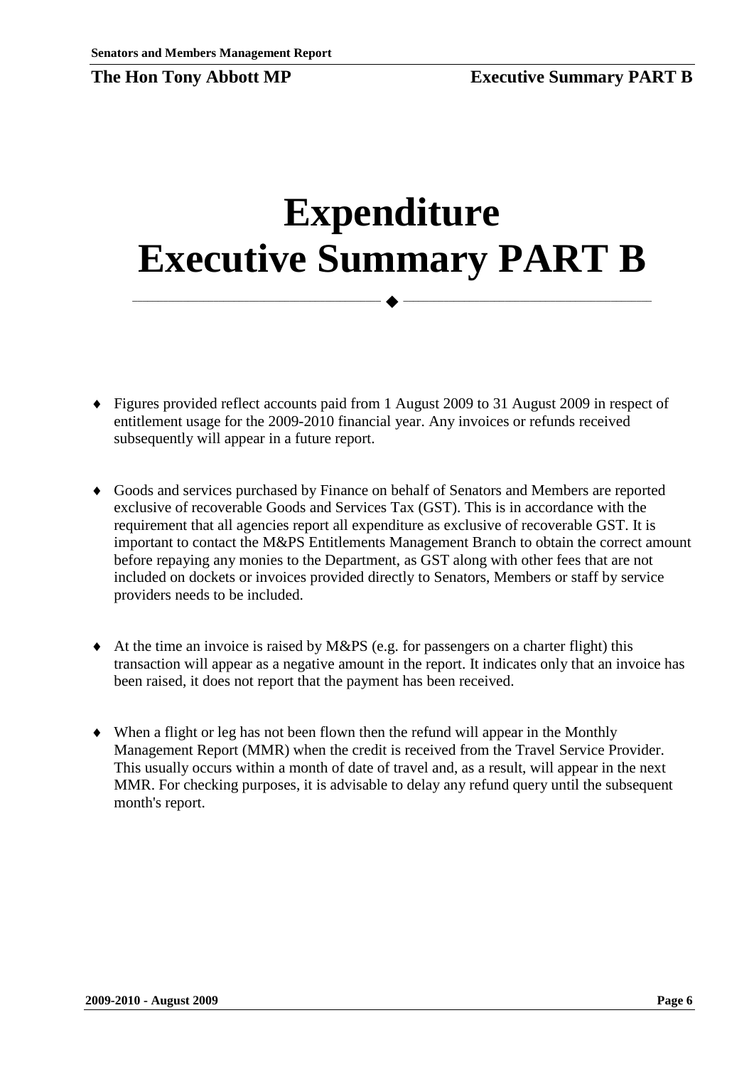# Expenditure
# Executive Summary PART B

- Figures provided reflect accounts paid from 1 August 2009 to 31 August 2009 in respect of entitlement usage for the 2009-2010 financial year. Any invoices or refunds received subsequently will appear in a future report.

- Goods and services purchased by Finance on behalf of Senators and Members are reported exclusive of recoverable Goods and Services Tax (GST). This is in accordance with the requirement that all agencies report all expenditure as exclusive of recoverable GST. It is important to contact the M&PS Entitlements Management Branch to obtain the correct amount before repaying any monies to the Department, as GST along with other fees that are not included on dockets or invoices provided directly to Senators, Members or staff by service providers needs to be included.

- At the time an invoice is raised by M&PS (e.g. for passengers on a charter flight) this transaction will appear as a negative amount in the report. It indicates only that an invoice has been raised, it does not report that the payment has been received.

- When a flight or leg has not been flown then the refund will appear in the Monthly Management Report (MMR) when the credit is received from the Travel Service Provider. This usually occurs within a month of date of travel and, as a result, will appear in the next MMR. For checking purposes, it is advisable to delay any refund query until the subsequent month's report.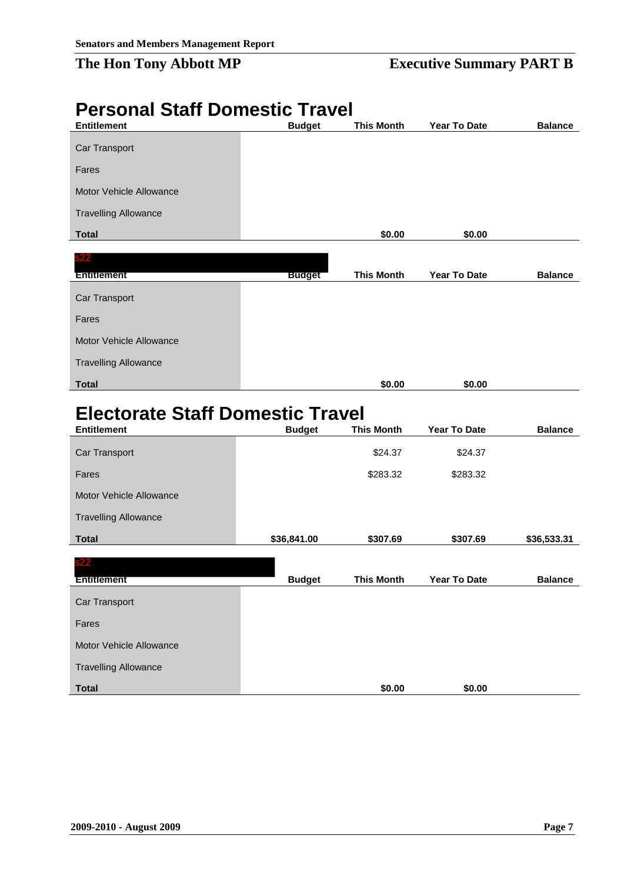# The Hon Tony Abbott MP

## Executive Summary PART B

## Personal Staff Domestic Travel

| Entitlement | Budget | This Month | Year To Date | Balance |
|---|---|---|---|---|
| Car Transport | | | | |
| Fares | | | | |
| Motor Vehicle Allowance | | | | |
| Travelling Allowance | | | | |
| **Total** | | **$0.00** | **$0.00** | |

s22

| Entitlement | Budget | This Month | Year To Date | Balance |
|---|---|---|---|---|
| Car Transport | | | | |
| Fares | | | | |
| Motor Vehicle Allowance | | | | |
| Travelling Allowance | | | | |
| **Total** | | **$0.00** | **$0.00** | |

## Electorate Staff Domestic Travel

| Entitlement | Budget | This Month | Year To Date | Balance |
|---|---|---|---|---|
| Car Transport | | $24.37 | $24.37 | |
| Fares | | $283.32 | $283.32 | |
| Motor Vehicle Allowance | | | | |
| Travelling Allowance | | | | |
| **Total** | **$36,841.00** | **$307.69** | **$307.69** | **$36,533.31** |

s22

| Entitlement | Budget | This Month | Year To Date | Balance |
|---|---|---|---|---|
| Car Transport | | | | |
| Fares | | | | |
| Motor Vehicle Allowance | | | | |
| Travelling Allowance | | | | |
| **Total** | | **$0.00** | **$0.00** | |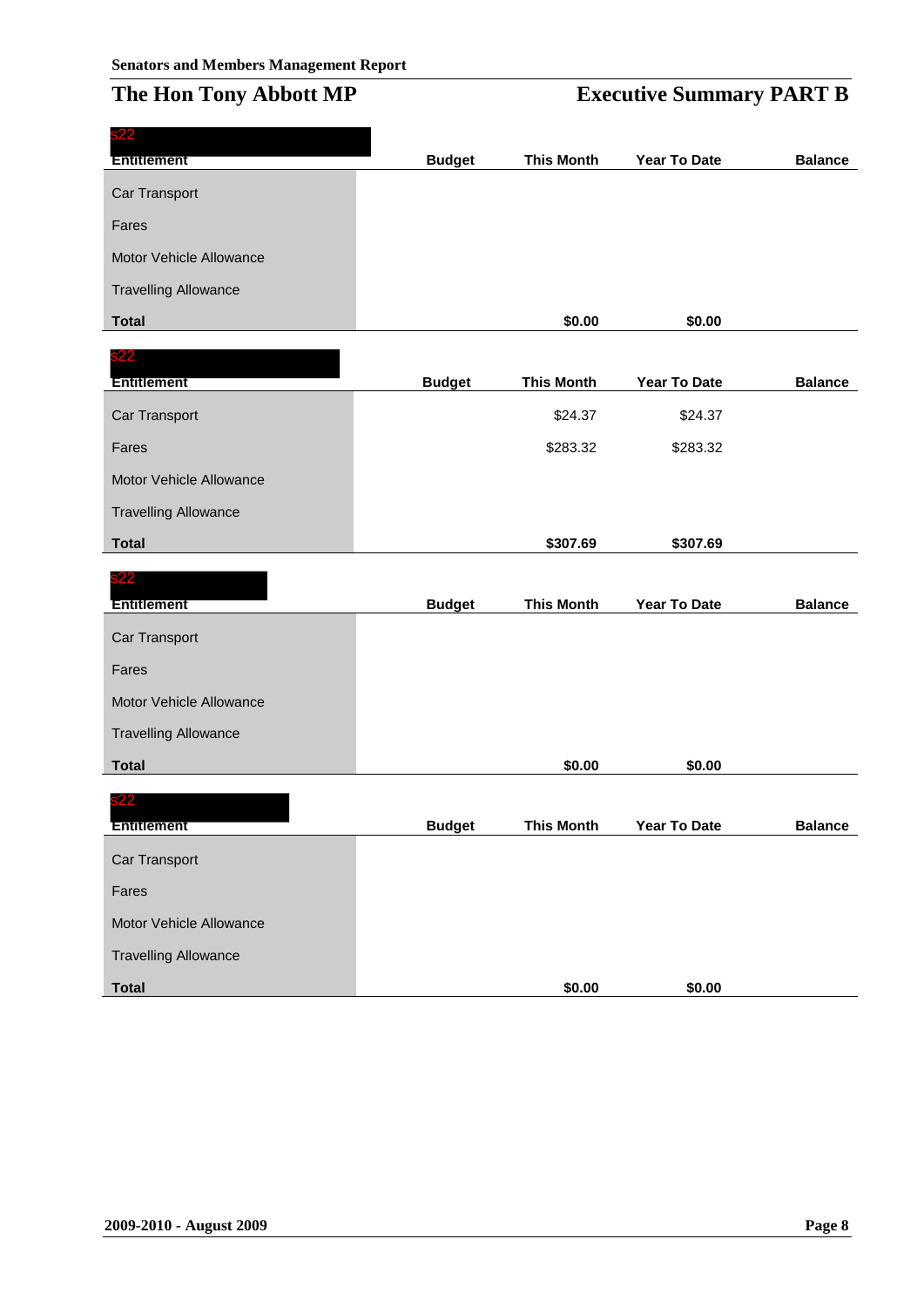**Senators and Members Management Report**

# The Hon Tony Abbott MP

## Executive Summary PART B

s22

| Entitlement | Budget | This Month | Year To Date | Balance |
|---|---|---|---|---|
| Car Transport | | | | |
| Fares | | | | |
| Motor Vehicle Allowance | | | | |
| Travelling Allowance | | | | |
| **Total** | | **$0.00** | **$0.00** | |

s22

| Entitlement | Budget | This Month | Year To Date | Balance |
|---|---|---|---|---|
| Car Transport | | $24.37 | $24.37 | |
| Fares | | $283.32 | $283.32 | |
| Motor Vehicle Allowance | | | | |
| Travelling Allowance | | | | |
| **Total** | | **$307.69** | **$307.69** | |

s22

| Entitlement | Budget | This Month | Year To Date | Balance |
|---|---|---|---|---|
| Car Transport | | | | |
| Fares | | | | |
| Motor Vehicle Allowance | | | | |
| Travelling Allowance | | | | |
| **Total** | | **$0.00** | **$0.00** | |

s22

| Entitlement | Budget | This Month | Year To Date | Balance |
|---|---|---|---|---|
| Car Transport | | | | |
| Fares | | | | |
| Motor Vehicle Allowance | | | | |
| Travelling Allowance | | | | |
| **Total** | | **$0.00** | **$0.00** | |

**2009-2010 - August 2009**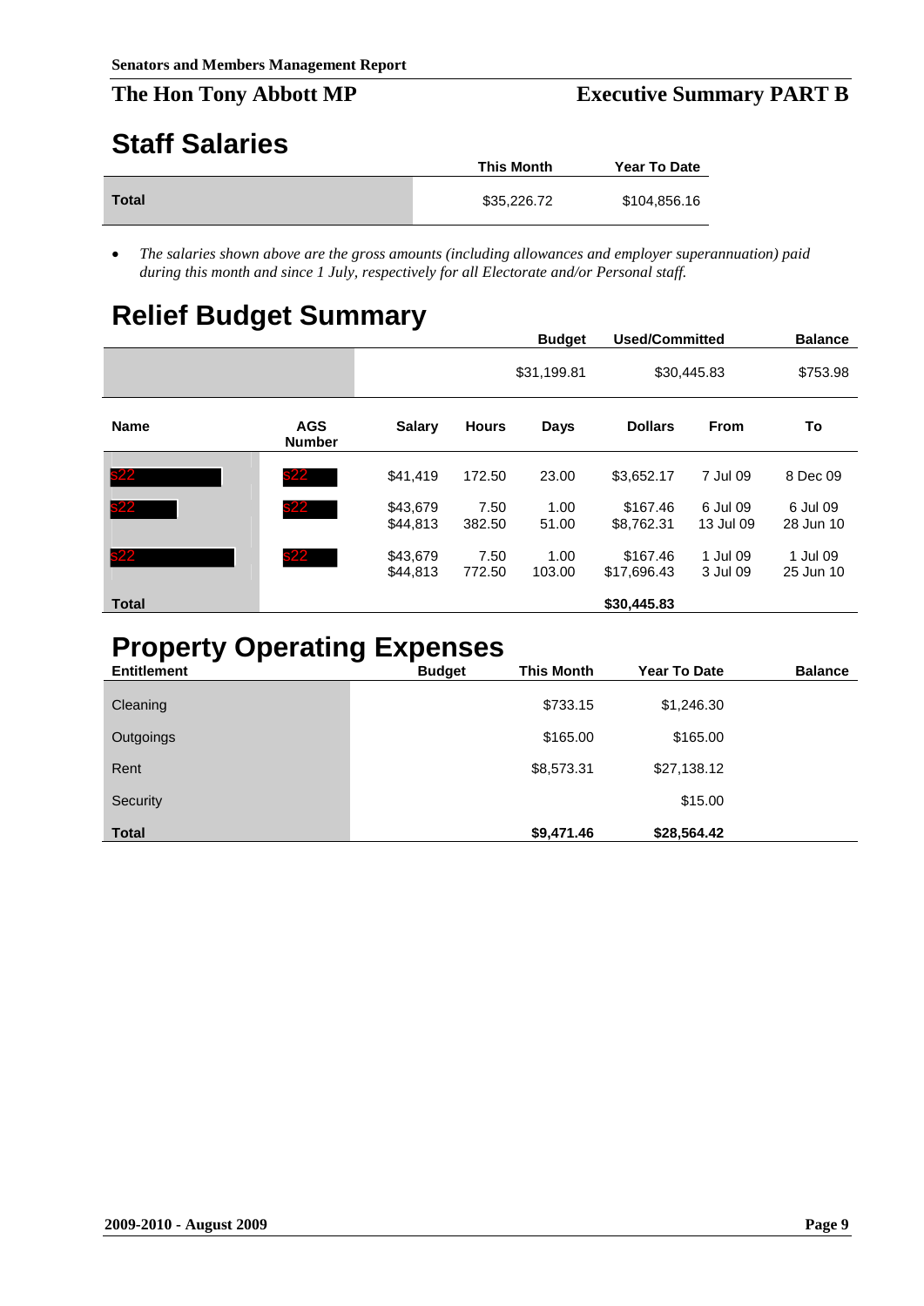Senators and Members Management Report

# The Hon Tony Abbott MP

## Executive Summary PART B

## Staff Salaries

| | This Month | Year To Date |
|---|---|---|
| **Total** | $35,226.72 | $104,856.16 |

- *The salaries shown above are the gross amounts (including allowances and employer superannuation) paid during this month and since 1 July, respectively for all Electorate and/or Personal staff.*

## Relief Budget Summary

| Budget | Used/Committed | Balance |
|---|---|---|
| $31,199.81 | $30,445.83 | $753.98 |

| Name | AGS Number | Salary | Hours | Days | Dollars | From | To |
|---|---|---|---|---|---|---|---|
| s22 | s22 | $41,419 | 172.50 | 23.00 | $3,652.17 | 7 Jul 09 | 8 Dec 09 |
| s22 | s22 | $43,679<br>$44,813 | 7.50<br>382.50 | 1.00<br>51.00 | $167.46<br>$8,762.31 | 6 Jul 09<br>13 Jul 09 | 6 Jul 09<br>28 Jun 10 |
| s22 | s22 | $43,679<br>$44,813 | 7.50<br>772.50 | 1.00<br>103.00 | $167.46<br>$17,696.43 | 1 Jul 09<br>3 Jul 09 | 1 Jul 09<br>25 Jun 10 |
| **Total** | | | | | **$30,445.83** | | |

## Property Operating Expenses

| Entitlement | Budget | This Month | Year To Date | Balance |
|---|---|---|---|---|
| Cleaning | | $733.15 | $1,246.30 | |
| Outgoings | | $165.00 | $165.00 | |
| Rent | | $8,573.31 | $27,138.12 | |
| Security | | | $15.00 | |
| **Total** | | **$9,471.46** | **$28,564.42** | |

2009-2010 - August 2009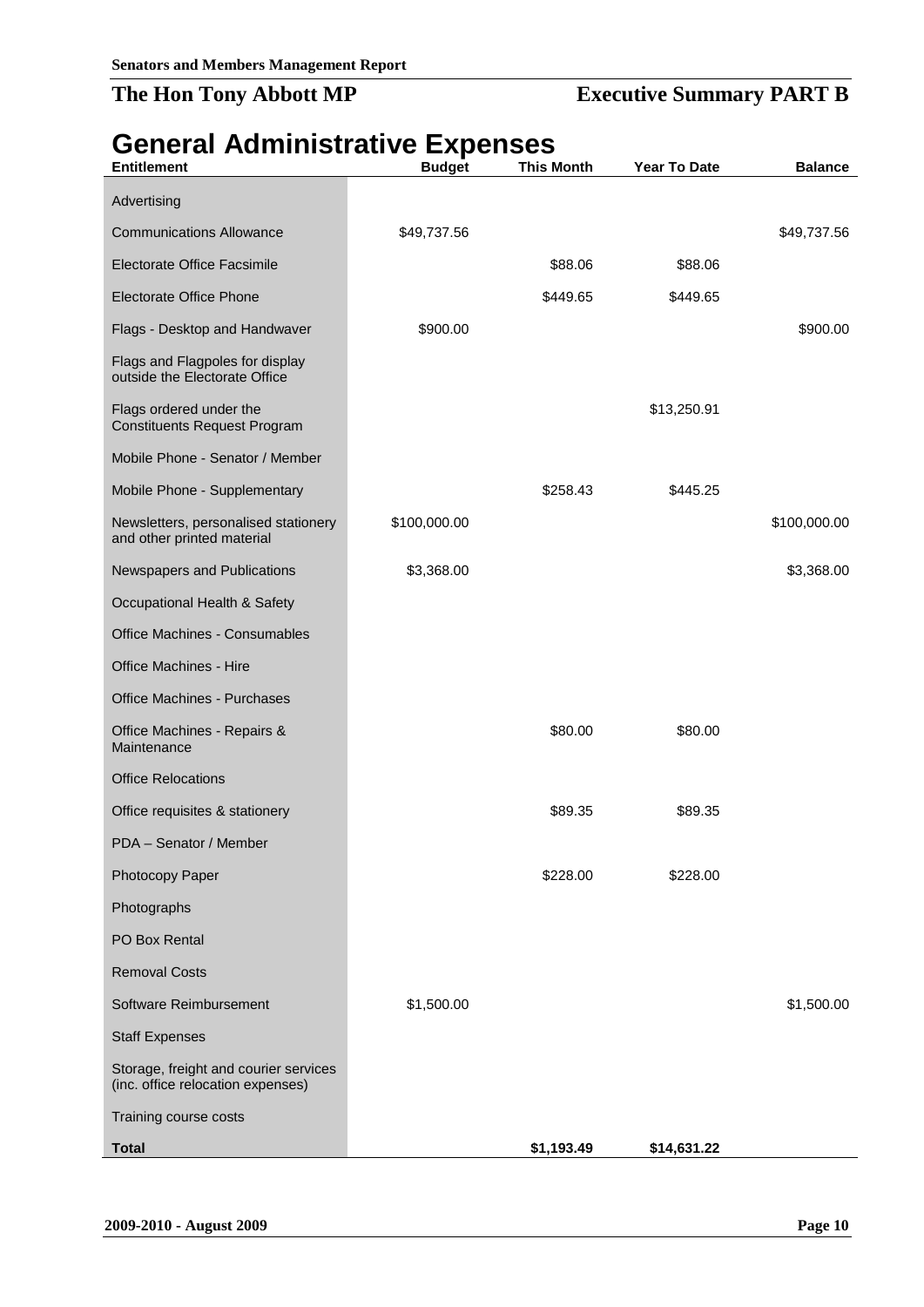**Senators and Members Management Report**

## The Hon Tony Abbott MP — Executive Summary PART B

# General Administrative Expenses

| Entitlement | Budget | This Month | Year To Date | Balance |
|---|---|---|---|---|
| Advertising | | | | |
| Communications Allowance | $49,737.56 | | | $49,737.56 |
| Electorate Office Facsimile | | $88.06 | $88.06 | |
| Electorate Office Phone | | $449.65 | $449.65 | |
| Flags - Desktop and Handwaver | $900.00 | | | $900.00 |
| Flags and Flagpoles for display outside the Electorate Office | | | | |
| Flags ordered under the Constituents Request Program | | | $13,250.91 | |
| Mobile Phone - Senator / Member | | | | |
| Mobile Phone - Supplementary | | $258.43 | $445.25 | |
| Newsletters, personalised stationery and other printed material | $100,000.00 | | | $100,000.00 |
| Newspapers and Publications | $3,368.00 | | | $3,368.00 |
| Occupational Health & Safety | | | | |
| Office Machines - Consumables | | | | |
| Office Machines - Hire | | | | |
| Office Machines - Purchases | | | | |
| Office Machines - Repairs & Maintenance | | $80.00 | $80.00 | |
| Office Relocations | | | | |
| Office requisites & stationery | | $89.35 | $89.35 | |
| PDA – Senator / Member | | | | |
| Photocopy Paper | | $228.00 | $228.00 | |
| Photographs | | | | |
| PO Box Rental | | | | |
| Removal Costs | | | | |
| Software Reimbursement | $1,500.00 | | | $1,500.00 |
| Staff Expenses | | | | |
| Storage, freight and courier services (inc. office relocation expenses) | | | | |
| Training course costs | | | | |
| **Total** | | **$1,193.49** | **$14,631.22** | |

**2009-2010 - August 2009**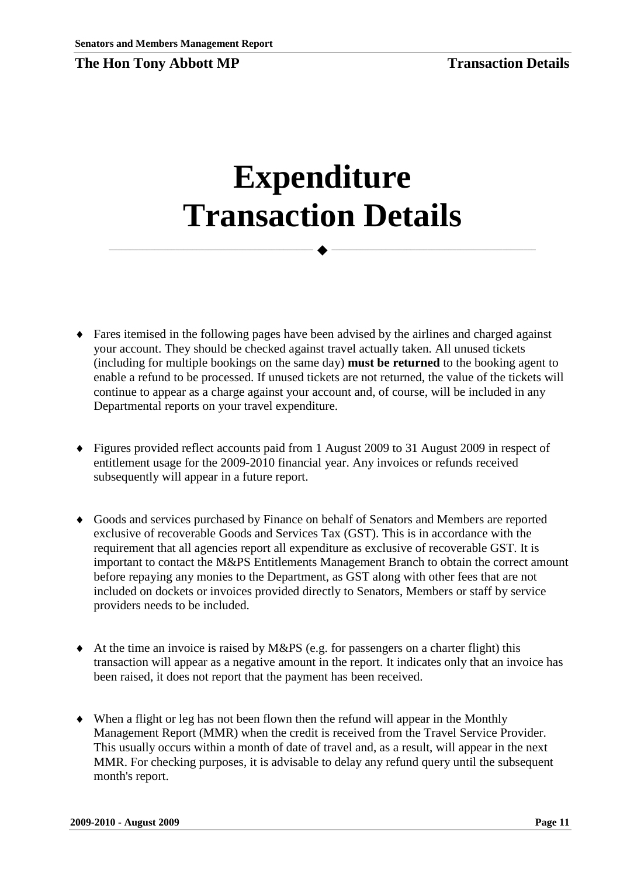# Expenditure Transaction Details

- Fares itemised in the following pages have been advised by the airlines and charged against your account. They should be checked against travel actually taken. All unused tickets (including for multiple bookings on the same day) **must be returned** to the booking agent to enable a refund to be processed. If unused tickets are not returned, the value of the tickets will continue to appear as a charge against your account and, of course, will be included in any Departmental reports on your travel expenditure.

- Figures provided reflect accounts paid from 1 August 2009 to 31 August 2009 in respect of entitlement usage for the 2009-2010 financial year. Any invoices or refunds received subsequently will appear in a future report.

- Goods and services purchased by Finance on behalf of Senators and Members are reported exclusive of recoverable Goods and Services Tax (GST). This is in accordance with the requirement that all agencies report all expenditure as exclusive of recoverable GST. It is important to contact the M&PS Entitlements Management Branch to obtain the correct amount before repaying any monies to the Department, as GST along with other fees that are not included on dockets or invoices provided directly to Senators, Members or staff by service providers needs to be included.

- At the time an invoice is raised by M&PS (e.g. for passengers on a charter flight) this transaction will appear as a negative amount in the report. It indicates only that an invoice has been raised, it does not report that the payment has been received.

- When a flight or leg has not been flown then the refund will appear in the Monthly Management Report (MMR) when the credit is received from the Travel Service Provider. This usually occurs within a month of date of travel and, as a result, will appear in the next MMR. For checking purposes, it is advisable to delay any refund query until the subsequent month's report.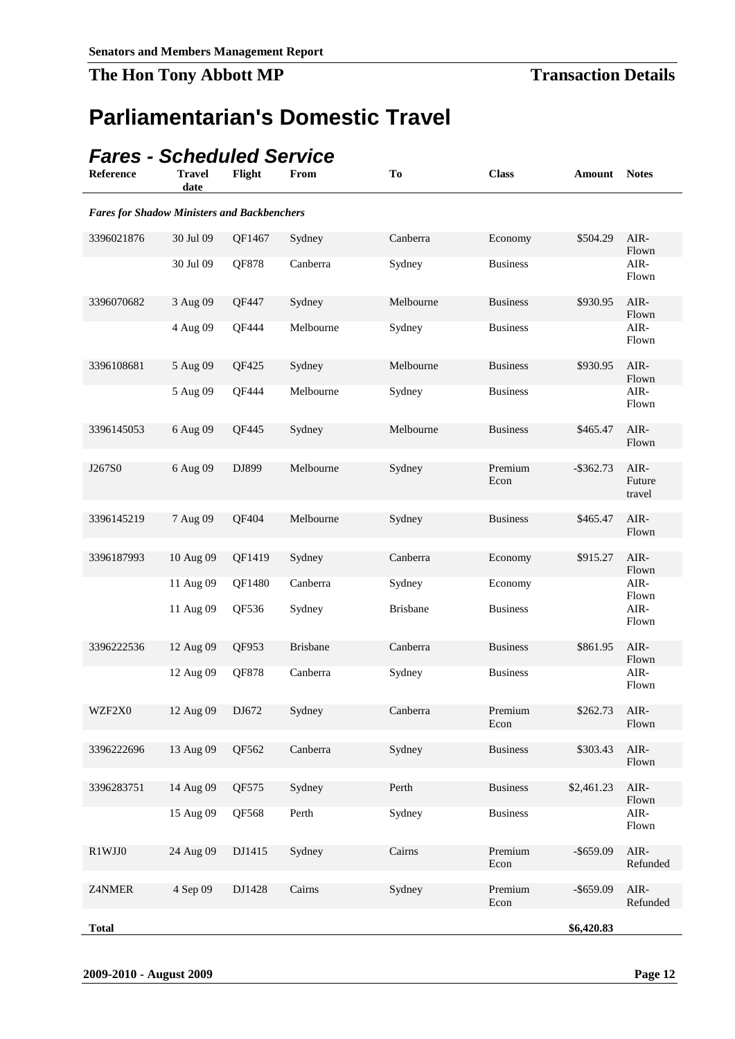**Senators and Members Management Report**

## The Hon Tony Abbott MP

**Transaction Details**

# Parliamentarian's Domestic Travel

## *Fares - Scheduled Service*

| Reference | Travel date | Flight | From | To | Class | Amount | Notes |
|---|---|---|---|---|---|---|---|
| ***Fares for Shadow Ministers and Backbenchers*** | | | | | | | |
| 3396021876 | 30 Jul 09 | QF1467 | Sydney | Canberra | Economy | $504.29 | AIR-Flown |
| | 30 Jul 09 | QF878 | Canberra | Sydney | Business | | AIR-Flown |
| 3396070682 | 3 Aug 09 | QF447 | Sydney | Melbourne | Business | $930.95 | AIR-Flown |
| | 4 Aug 09 | QF444 | Melbourne | Sydney | Business | | AIR-Flown |
| 3396108681 | 5 Aug 09 | QF425 | Sydney | Melbourne | Business | $930.95 | AIR-Flown |
| | 5 Aug 09 | QF444 | Melbourne | Sydney | Business | | AIR-Flown |
| 3396145053 | 6 Aug 09 | QF445 | Sydney | Melbourne | Business | $465.47 | AIR-Flown |
| J267S0 | 6 Aug 09 | DJ899 | Melbourne | Sydney | Premium Econ | -$362.73 | AIR-Future travel |
| 3396145219 | 7 Aug 09 | QF404 | Melbourne | Sydney | Business | $465.47 | AIR-Flown |
| 3396187993 | 10 Aug 09 | QF1419 | Sydney | Canberra | Economy | $915.27 | AIR-Flown |
| | 11 Aug 09 | QF1480 | Canberra | Sydney | Economy | | AIR-Flown |
| | 11 Aug 09 | QF536 | Sydney | Brisbane | Business | | AIR-Flown |
| 3396222536 | 12 Aug 09 | QF953 | Brisbane | Canberra | Business | $861.95 | AIR-Flown |
| | 12 Aug 09 | QF878 | Canberra | Sydney | Business | | AIR-Flown |
| WZF2X0 | 12 Aug 09 | DJ672 | Sydney | Canberra | Premium Econ | $262.73 | AIR-Flown |
| 3396222696 | 13 Aug 09 | QF562 | Canberra | Sydney | Business | $303.43 | AIR-Flown |
| 3396283751 | 14 Aug 09 | QF575 | Sydney | Perth | Business | $2,461.23 | AIR-Flown |
| | 15 Aug 09 | QF568 | Perth | Sydney | Business | | AIR-Flown |
| R1WJJ0 | 24 Aug 09 | DJ1415 | Sydney | Cairns | Premium Econ | -$659.09 | AIR-Refunded |
| Z4NMER | 4 Sep 09 | DJ1428 | Cairns | Sydney | Premium Econ | -$659.09 | AIR-Refunded |
| **Total** | | | | | | **$6,420.83** | |

**2009-2010 - August 2009**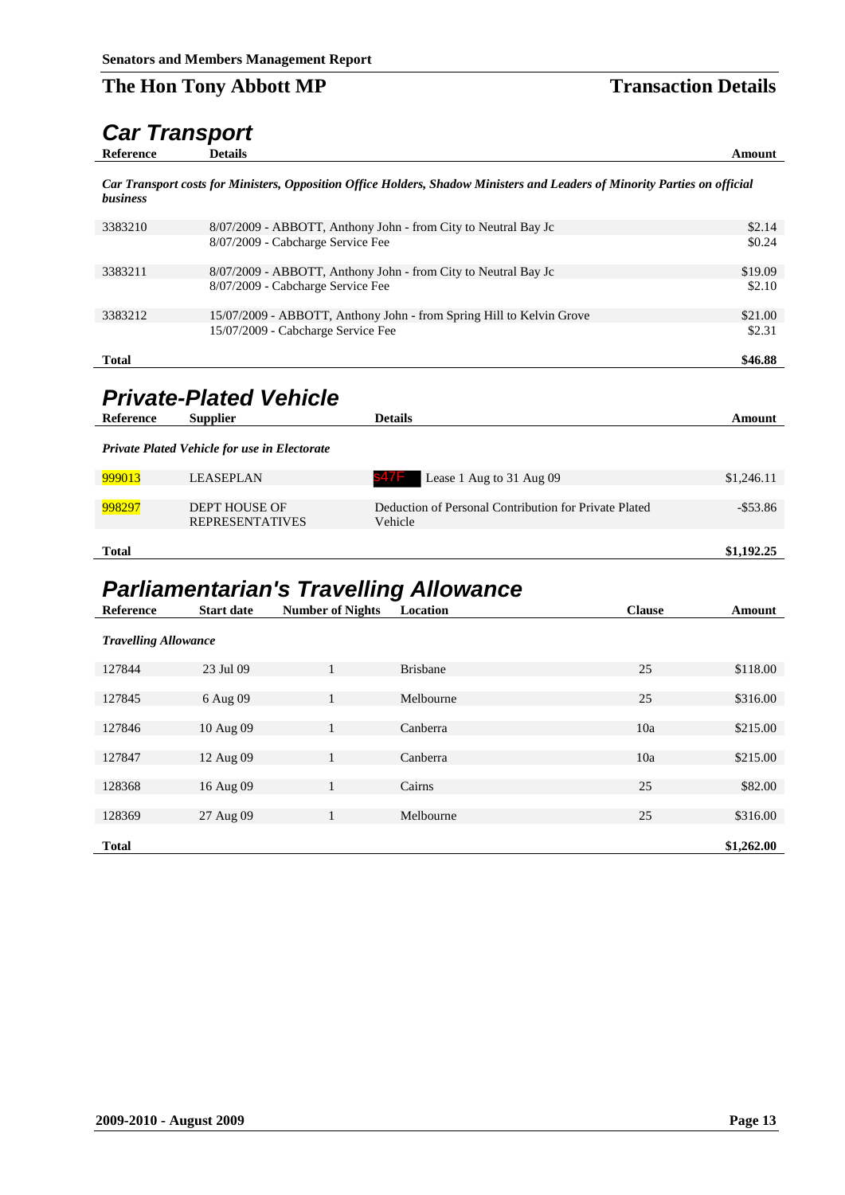**Senators and Members Management Report**

## The Hon Tony Abbott MP — Transaction Details

# Car Transport

| Reference | Details | Amount |
|---|---|---|
| *Car Transport costs for Ministers, Opposition Office Holders, Shadow Ministers and Leaders of Minority Parties on official business* | | |
| 3383210 | 8/07/2009 - ABBOTT, Anthony John - from City to Neutral Bay Jc | $2.14 |
| | 8/07/2009 - Cabcharge Service Fee | $0.24 |
| 3383211 | 8/07/2009 - ABBOTT, Anthony John - from City to Neutral Bay Jc | $19.09 |
| | 8/07/2009 - Cabcharge Service Fee | $2.10 |
| 3383212 | 15/07/2009 - ABBOTT, Anthony John - from Spring Hill to Kelvin Grove | $21.00 |
| | 15/07/2009 - Cabcharge Service Fee | $2.31 |
| **Total** | | **$46.88** |

# Private-Plated Vehicle

| Reference | Supplier | Details | Amount |
|---|---|---|---|
| *Private Plated Vehicle for use in Electorate* | | | |
| 999013 | LEASEPLAN | s47F Lease 1 Aug to 31 Aug 09 | $1,246.11 |
| 998297 | DEPT HOUSE OF REPRESENTATIVES | Deduction of Personal Contribution for Private Plated Vehicle | -$53.86 |
| **Total** | | | **$1,192.25** |

# Parliamentarian's Travelling Allowance

| Reference | Start date | Number of Nights | Location | Clause | Amount |
|---|---|---|---|---|---|
| *Travelling Allowance* | | | | | |
| 127844 | 23 Jul 09 | 1 | Brisbane | 25 | $118.00 |
| 127845 | 6 Aug 09 | 1 | Melbourne | 25 | $316.00 |
| 127846 | 10 Aug 09 | 1 | Canberra | 10a | $215.00 |
| 127847 | 12 Aug 09 | 1 | Canberra | 10a | $215.00 |
| 128368 | 16 Aug 09 | 1 | Cairns | 25 | $82.00 |
| 128369 | 27 Aug 09 | 1 | Melbourne | 25 | $316.00 |
| **Total** | | | | | **$1,262.00** |

2009-2010 - August 2009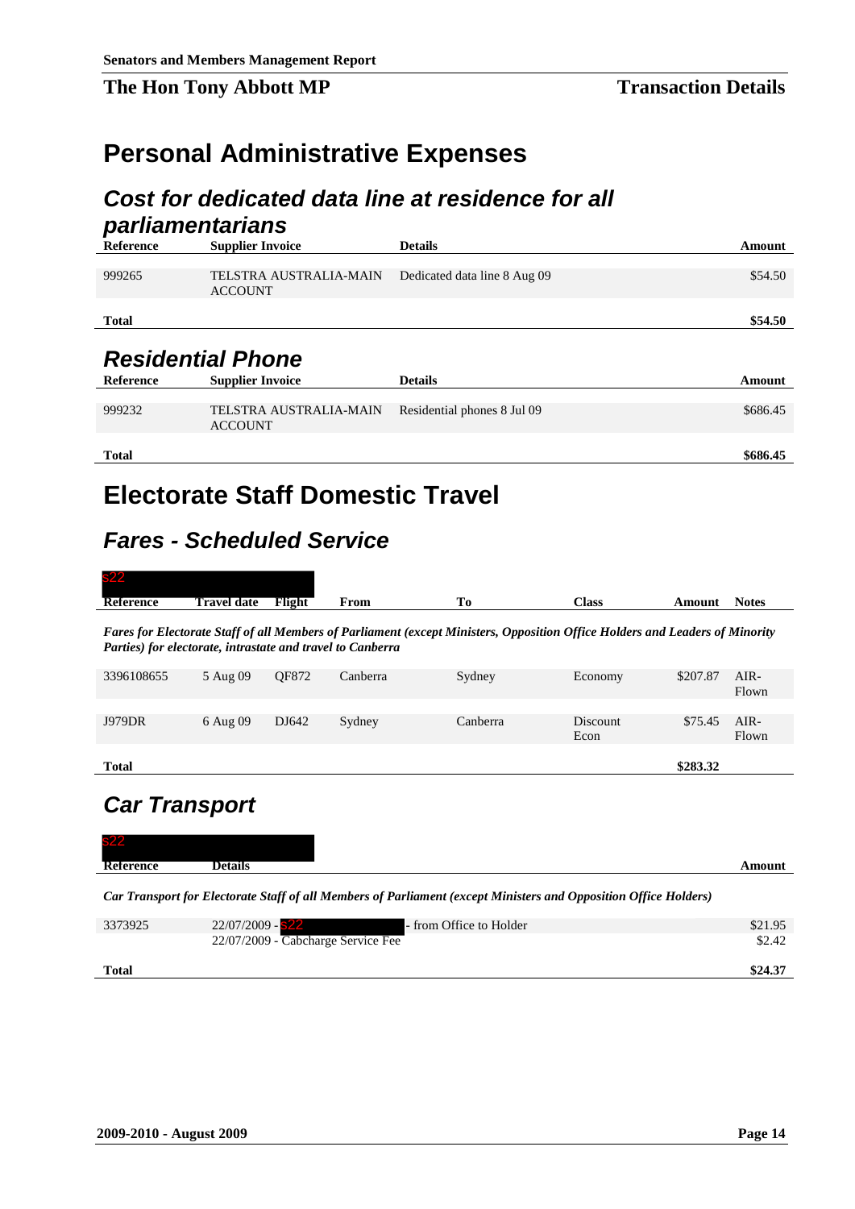**The Hon Tony Abbott MP** | **Transaction Details**

# Personal Administrative Expenses

## Cost for dedicated data line at residence for all parliamentarians

| Reference | Supplier Invoice | Details | Amount |
|---|---|---|---|
| 999265 | TELSTRA AUSTRALIA-MAIN ACCOUNT | Dedicated data line 8 Aug 09 | $54.50 |
| **Total** | | | **$54.50** |

## Residential Phone

| Reference | Supplier Invoice | Details | Amount |
|---|---|---|---|
| 999232 | TELSTRA AUSTRALIA-MAIN ACCOUNT | Residential phones 8 Jul 09 | $686.45 |
| **Total** | | | **$686.45** |

# Electorate Staff Domestic Travel

## Fares - Scheduled Service

s22

| Reference | Travel date | Flight | From | To | Class | Amount | Notes |
|---|---|---|---|---|---|---|---|
| *Fares for Electorate Staff of all Members of Parliament (except Ministers, Opposition Office Holders and Leaders of Minority Parties) for electorate, intrastate and travel to Canberra* | | | | | | | |
| 3396108655 | 5 Aug 09 | QF872 | Canberra | Sydney | Economy | $207.87 | AIR-Flown |
| J979DR | 6 Aug 09 | DJ642 | Sydney | Canberra | Discount Econ | $75.45 | AIR-Flown |
| **Total** | | | | | | **$283.32** | |

## Car Transport

s22

| Reference | Details | Amount |
|---|---|---|
| *Car Transport for Electorate Staff of all Members of Parliament (except Ministers and Opposition Office Holders)* | | |
| 3373925 | 22/07/2009 - s22 - from Office to Holder | $21.95 |
| | 22/07/2009 - Cabcharge Service Fee | $2.42 |
| **Total** | | **$24.37** |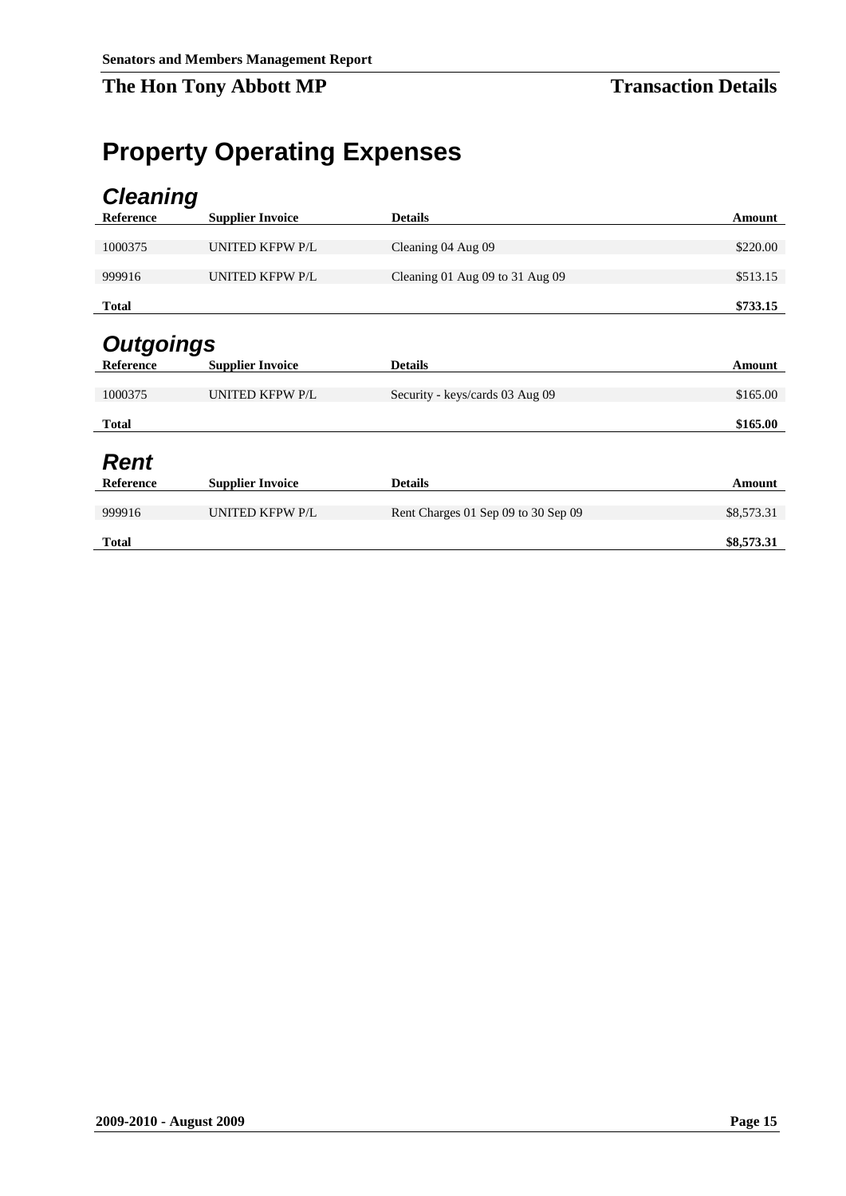# Property Operating Expenses

## Cleaning

| Reference | Supplier Invoice | Details | Amount |
|---|---|---|---|
| 1000375 | UNITED KFPW P/L | Cleaning 04 Aug 09 | $220.00 |
| 999916 | UNITED KFPW P/L | Cleaning 01 Aug 09 to 31 Aug 09 | $513.15 |
| **Total** | | | **$733.15** |

## Outgoings

| Reference | Supplier Invoice | Details | Amount |
|---|---|---|---|
| 1000375 | UNITED KFPW P/L | Security - keys/cards 03 Aug 09 | $165.00 |
| **Total** | | | **$165.00** |

## Rent

| Reference | Supplier Invoice | Details | Amount |
|---|---|---|---|
| 999916 | UNITED KFPW P/L | Rent Charges 01 Sep 09 to 30 Sep 09 | $8,573.31 |
| **Total** | | | **$8,573.31** |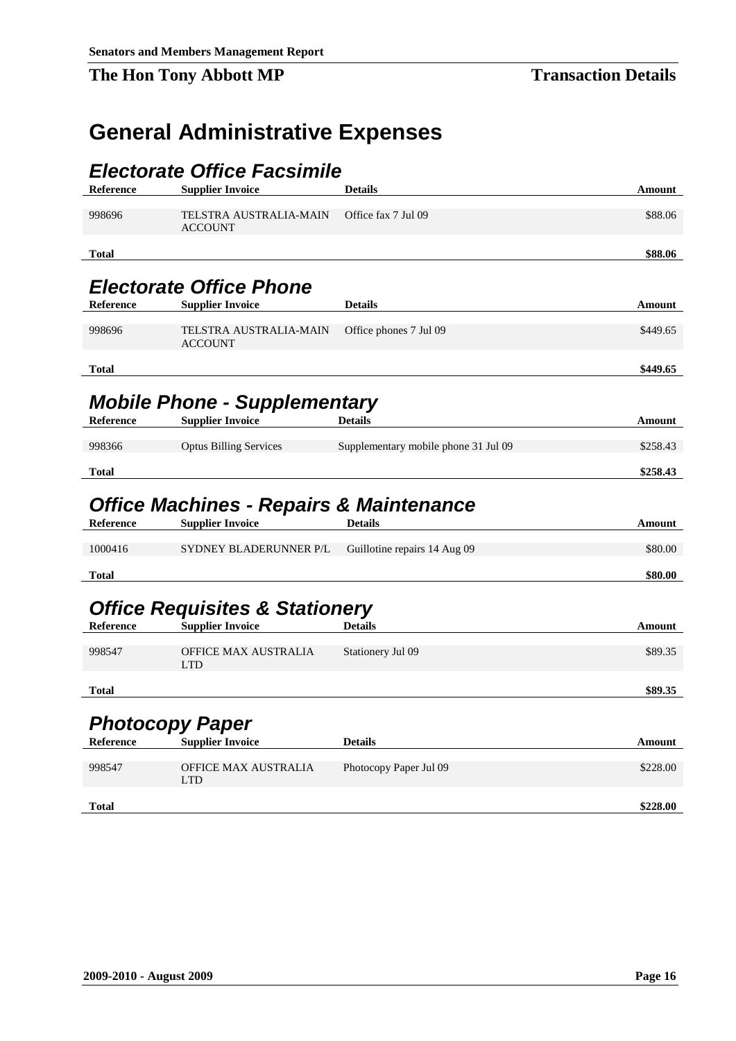# General Administrative Expenses

## Electorate Office Facsimile

| Reference | Supplier Invoice | Details | Amount |
|---|---|---|---|
| 998696 | TELSTRA AUSTRALIA-MAIN ACCOUNT | Office fax 7 Jul 09 | $88.06 |
| **Total** | | | **$88.06** |

## Electorate Office Phone

| Reference | Supplier Invoice | Details | Amount |
|---|---|---|---|
| 998696 | TELSTRA AUSTRALIA-MAIN ACCOUNT | Office phones 7 Jul 09 | $449.65 |
| **Total** | | | **$449.65** |

## Mobile Phone - Supplementary

| Reference | Supplier Invoice | Details | Amount |
|---|---|---|---|
| 998366 | Optus Billing Services | Supplementary mobile phone 31 Jul 09 | $258.43 |
| **Total** | | | **$258.43** |

## Office Machines - Repairs & Maintenance

| Reference | Supplier Invoice | Details | Amount |
|---|---|---|---|
| 1000416 | SYDNEY BLADERUNNER P/L | Guillotine repairs 14 Aug 09 | $80.00 |
| **Total** | | | **$80.00** |

## Office Requisites & Stationery

| Reference | Supplier Invoice | Details | Amount |
|---|---|---|---|
| 998547 | OFFICE MAX AUSTRALIA LTD | Stationery Jul 09 | $89.35 |
| **Total** | | | **$89.35** |

## Photocopy Paper

| Reference | Supplier Invoice | Details | Amount |
|---|---|---|---|
| 998547 | OFFICE MAX AUSTRALIA LTD | Photocopy Paper Jul 09 | $228.00 |
| **Total** | | | **$228.00** |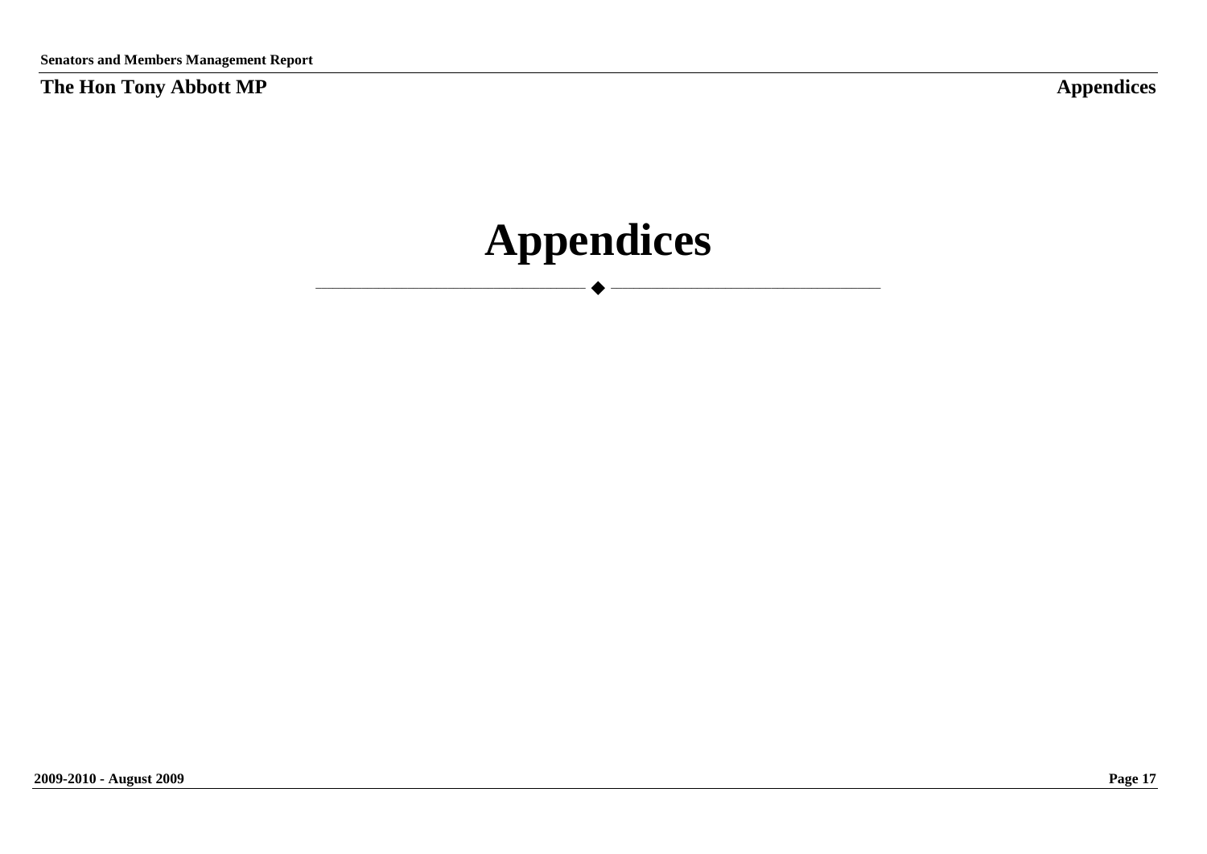# Appendices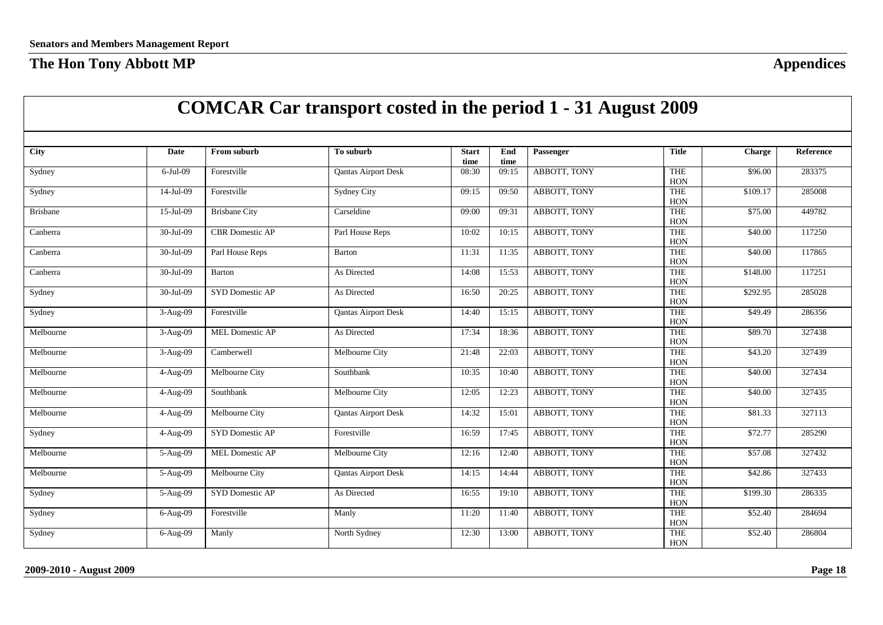**Senators and Members Management Report**

## The Hon Tony Abbott MP

## Appendices

# COMCAR Car transport costed in the period 1 - 31 August 2009

| City | Date | From suburb | To suburb | Start time | End time | Passenger | Title | Charge | Reference |
|---|---|---|---|---|---|---|---|---|---|
| Sydney | 6-Jul-09 | Forestville | Qantas Airport Desk | 08:30 | 09:15 | ABBOTT, TONY | THE HON | $96.00 | 283375 |
| Sydney | 14-Jul-09 | Forestville | Sydney City | 09:15 | 09:50 | ABBOTT, TONY | THE HON | $109.17 | 285008 |
| Brisbane | 15-Jul-09 | Brisbane City | Carseldine | 09:00 | 09:31 | ABBOTT, TONY | THE HON | $75.00 | 449782 |
| Canberra | 30-Jul-09 | CBR Domestic AP | Parl House Reps | 10:02 | 10:15 | ABBOTT, TONY | THE HON | $40.00 | 117250 |
| Canberra | 30-Jul-09 | Parl House Reps | Barton | 11:31 | 11:35 | ABBOTT, TONY | THE HON | $40.00 | 117865 |
| Canberra | 30-Jul-09 | Barton | As Directed | 14:08 | 15:53 | ABBOTT, TONY | THE HON | $148.00 | 117251 |
| Sydney | 30-Jul-09 | SYD Domestic AP | As Directed | 16:50 | 20:25 | ABBOTT, TONY | THE HON | $292.95 | 285028 |
| Sydney | 3-Aug-09 | Forestville | Qantas Airport Desk | 14:40 | 15:15 | ABBOTT, TONY | THE HON | $49.49 | 286356 |
| Melbourne | 3-Aug-09 | MEL Domestic AP | As Directed | 17:34 | 18:36 | ABBOTT, TONY | THE HON | $89.70 | 327438 |
| Melbourne | 3-Aug-09 | Camberwell | Melbourne City | 21:48 | 22:03 | ABBOTT, TONY | THE HON | $43.20 | 327439 |
| Melbourne | 4-Aug-09 | Melbourne City | Southbank | 10:35 | 10:40 | ABBOTT, TONY | THE HON | $40.00 | 327434 |
| Melbourne | 4-Aug-09 | Southbank | Melbourne City | 12:05 | 12:23 | ABBOTT, TONY | THE HON | $40.00 | 327435 |
| Melbourne | 4-Aug-09 | Melbourne City | Qantas Airport Desk | 14:32 | 15:01 | ABBOTT, TONY | THE HON | $81.33 | 327113 |
| Sydney | 4-Aug-09 | SYD Domestic AP | Forestville | 16:59 | 17:45 | ABBOTT, TONY | THE HON | $72.77 | 285290 |
| Melbourne | 5-Aug-09 | MEL Domestic AP | Melbourne City | 12:16 | 12:40 | ABBOTT, TONY | THE HON | $57.08 | 327432 |
| Melbourne | 5-Aug-09 | Melbourne City | Qantas Airport Desk | 14:15 | 14:44 | ABBOTT, TONY | THE HON | $42.86 | 327433 |
| Sydney | 5-Aug-09 | SYD Domestic AP | As Directed | 16:55 | 19:10 | ABBOTT, TONY | THE HON | $199.30 | 286335 |
| Sydney | 6-Aug-09 | Forestville | Manly | 11:20 | 11:40 | ABBOTT, TONY | THE HON | $52.40 | 284694 |
| Sydney | 6-Aug-09 | Manly | North Sydney | 12:30 | 13:00 | ABBOTT, TONY | THE HON | $52.40 | 286804 |

**2009-2010 - August 2009**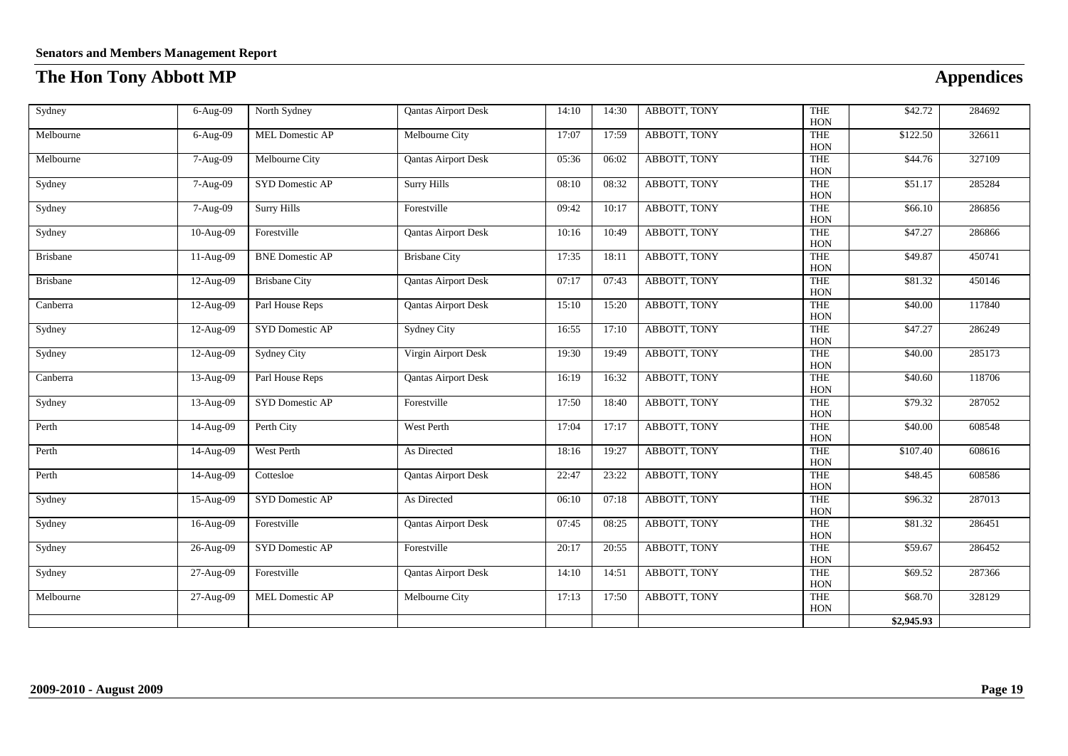**Senators and Members Management Report**

# The Hon Tony Abbott MP

## Appendices

| | | | | | | | | | |
|---|---|---|---|---|---|---|---|---|---|
| Sydney | 6-Aug-09 | North Sydney | Qantas Airport Desk | 14:10 | 14:30 | ABBOTT, TONY | THE HON | $42.72 | 284692 |
| Melbourne | 6-Aug-09 | MEL Domestic AP | Melbourne City | 17:07 | 17:59 | ABBOTT, TONY | THE HON | $122.50 | 326611 |
| Melbourne | 7-Aug-09 | Melbourne City | Qantas Airport Desk | 05:36 | 06:02 | ABBOTT, TONY | THE HON | $44.76 | 327109 |
| Sydney | 7-Aug-09 | SYD Domestic AP | Surry Hills | 08:10 | 08:32 | ABBOTT, TONY | THE HON | $51.17 | 285284 |
| Sydney | 7-Aug-09 | Surry Hills | Forestville | 09:42 | 10:17 | ABBOTT, TONY | THE HON | $66.10 | 286856 |
| Sydney | 10-Aug-09 | Forestville | Qantas Airport Desk | 10:16 | 10:49 | ABBOTT, TONY | THE HON | $47.27 | 286866 |
| Brisbane | 11-Aug-09 | BNE Domestic AP | Brisbane City | 17:35 | 18:11 | ABBOTT, TONY | THE HON | $49.87 | 450741 |
| Brisbane | 12-Aug-09 | Brisbane City | Qantas Airport Desk | 07:17 | 07:43 | ABBOTT, TONY | THE HON | $81.32 | 450146 |
| Canberra | 12-Aug-09 | Parl House Reps | Qantas Airport Desk | 15:10 | 15:20 | ABBOTT, TONY | THE HON | $40.00 | 117840 |
| Sydney | 12-Aug-09 | SYD Domestic AP | Sydney City | 16:55 | 17:10 | ABBOTT, TONY | THE HON | $47.27 | 286249 |
| Sydney | 12-Aug-09 | Sydney City | Virgin Airport Desk | 19:30 | 19:49 | ABBOTT, TONY | THE HON | $40.00 | 285173 |
| Canberra | 13-Aug-09 | Parl House Reps | Qantas Airport Desk | 16:19 | 16:32 | ABBOTT, TONY | THE HON | $40.60 | 118706 |
| Sydney | 13-Aug-09 | SYD Domestic AP | Forestville | 17:50 | 18:40 | ABBOTT, TONY | THE HON | $79.32 | 287052 |
| Perth | 14-Aug-09 | Perth City | West Perth | 17:04 | 17:17 | ABBOTT, TONY | THE HON | $40.00 | 608548 |
| Perth | 14-Aug-09 | West Perth | As Directed | 18:16 | 19:27 | ABBOTT, TONY | THE HON | $107.40 | 608616 |
| Perth | 14-Aug-09 | Cottesloe | Qantas Airport Desk | 22:47 | 23:22 | ABBOTT, TONY | THE HON | $48.45 | 608586 |
| Sydney | 15-Aug-09 | SYD Domestic AP | As Directed | 06:10 | 07:18 | ABBOTT, TONY | THE HON | $96.32 | 287013 |
| Sydney | 16-Aug-09 | Forestville | Qantas Airport Desk | 07:45 | 08:25 | ABBOTT, TONY | THE HON | $81.32 | 286451 |
| Sydney | 26-Aug-09 | SYD Domestic AP | Forestville | 20:17 | 20:55 | ABBOTT, TONY | THE HON | $59.67 | 286452 |
| Sydney | 27-Aug-09 | Forestville | Qantas Airport Desk | 14:10 | 14:51 | ABBOTT, TONY | THE HON | $69.52 | 287366 |
| Melbourne | 27-Aug-09 | MEL Domestic AP | Melbourne City | 17:13 | 17:50 | ABBOTT, TONY | THE HON | $68.70 | 328129 |
| | | | | | | | | **$2,945.93** | |

**2009-2010 - August 2009**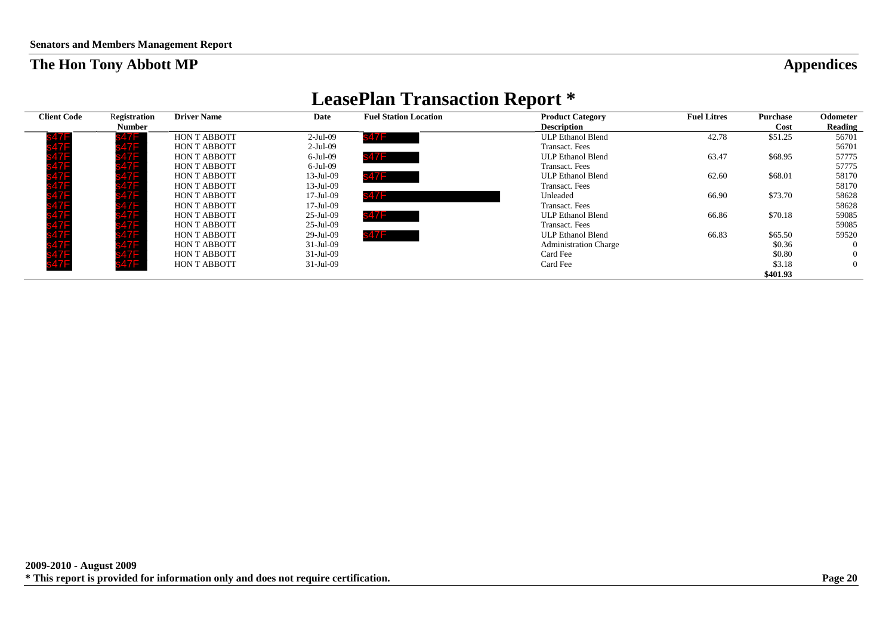**Senators and Members Management Report**

## The Hon Tony Abbott MP

## Appendices

# LeasePlan Transaction Report *

| Client Code | Registration Number | Driver Name | Date | Fuel Station Location | Product Category Description | Fuel Litres | Purchase Cost | Odometer Reading |
|---|---|---|---|---|---|---|---|---|
| s47F | s47F | HON T ABBOTT | 2-Jul-09 | s47F | ULP Ethanol Blend | 42.78 | $51.25 | 56701 |
| s47F | s47F | HON T ABBOTT | 2-Jul-09 | | Transact. Fees | | | 56701 |
| s47F | s47F | HON T ABBOTT | 6-Jul-09 | s47F | ULP Ethanol Blend | 63.47 | $68.95 | 57775 |
| s47F | s47F | HON T ABBOTT | 6-Jul-09 | | Transact. Fees | | | 57775 |
| s47F | s47F | HON T ABBOTT | 13-Jul-09 | s47F | ULP Ethanol Blend | 62.60 | $68.01 | 58170 |
| s47F | s47F | HON T ABBOTT | 13-Jul-09 | | Transact. Fees | | | 58170 |
| s47F | s47F | HON T ABBOTT | 17-Jul-09 | s47F | Unleaded | 66.90 | $73.70 | 58628 |
| s47F | s47F | HON T ABBOTT | 17-Jul-09 | | Transact. Fees | | | 58628 |
| s47F | s47F | HON T ABBOTT | 25-Jul-09 | s47F | ULP Ethanol Blend | 66.86 | $70.18 | 59085 |
| s47F | s47F | HON T ABBOTT | 25-Jul-09 | | Transact. Fees | | | 59085 |
| s47F | s47F | HON T ABBOTT | 29-Jul-09 | s47F | ULP Ethanol Blend | 66.83 | $65.50 | 59520 |
| s47F | s47F | HON T ABBOTT | 31-Jul-09 | | Administration Charge | | $0.36 | 0 |
| s47F | s47F | HON T ABBOTT | 31-Jul-09 | | Card Fee | | $0.80 | 0 |
| s47F | s47F | HON T ABBOTT | 31-Jul-09 | | Card Fee | | $3.18 | 0 |
| | | | | | | | **$401.93** | |

**2009-2010 - August 2009**

*** This report is provided for information only and does not require certification.**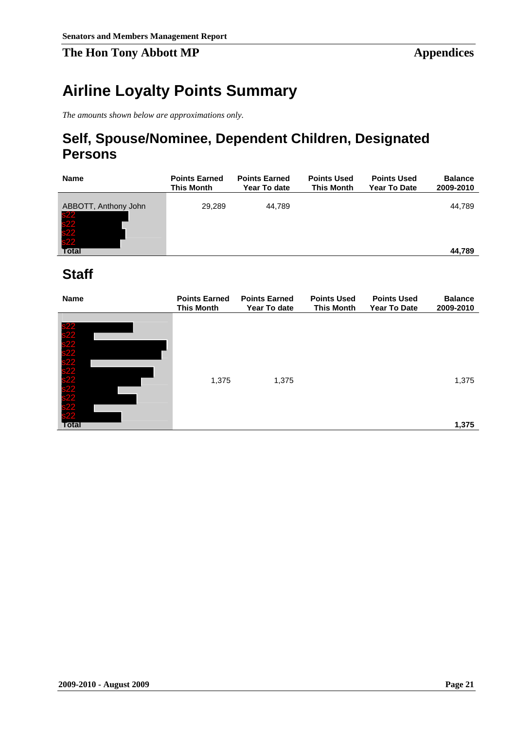# Airline Loyalty Points Summary

*The amounts shown below are approximations only.*

## Self, Spouse/Nominee, Dependent Children, Designated Persons

| Name | Points Earned This Month | Points Earned Year To date | Points Used This Month | Points Used Year To Date | Balance 2009-2010 |
|---|---|---|---|---|---|
| ABBOTT, Anthony John | 29,289 | 44,789 | | | 44,789 |
| s22 | | | | | |
| s22 | | | | | |
| s22 | | | | | |
| s22 | | | | | |
| **Total** | | | | | **44,789** |

## Staff

| Name | Points Earned This Month | Points Earned Year To date | Points Used This Month | Points Used Year To Date | Balance 2009-2010 |
|---|---|---|---|---|---|
| s22 | | | | | |
| s22 | | | | | |
| s22 | | | | | |
| s22 | | | | | |
| s22 | | | | | |
| s22 | | | | | |
| s22 | 1,375 | 1,375 | | | 1,375 |
| s22 | | | | | |
| s22 | | | | | |
| s22 | | | | | |
| s22 | | | | | |
| **Total** | | | | | **1,375** |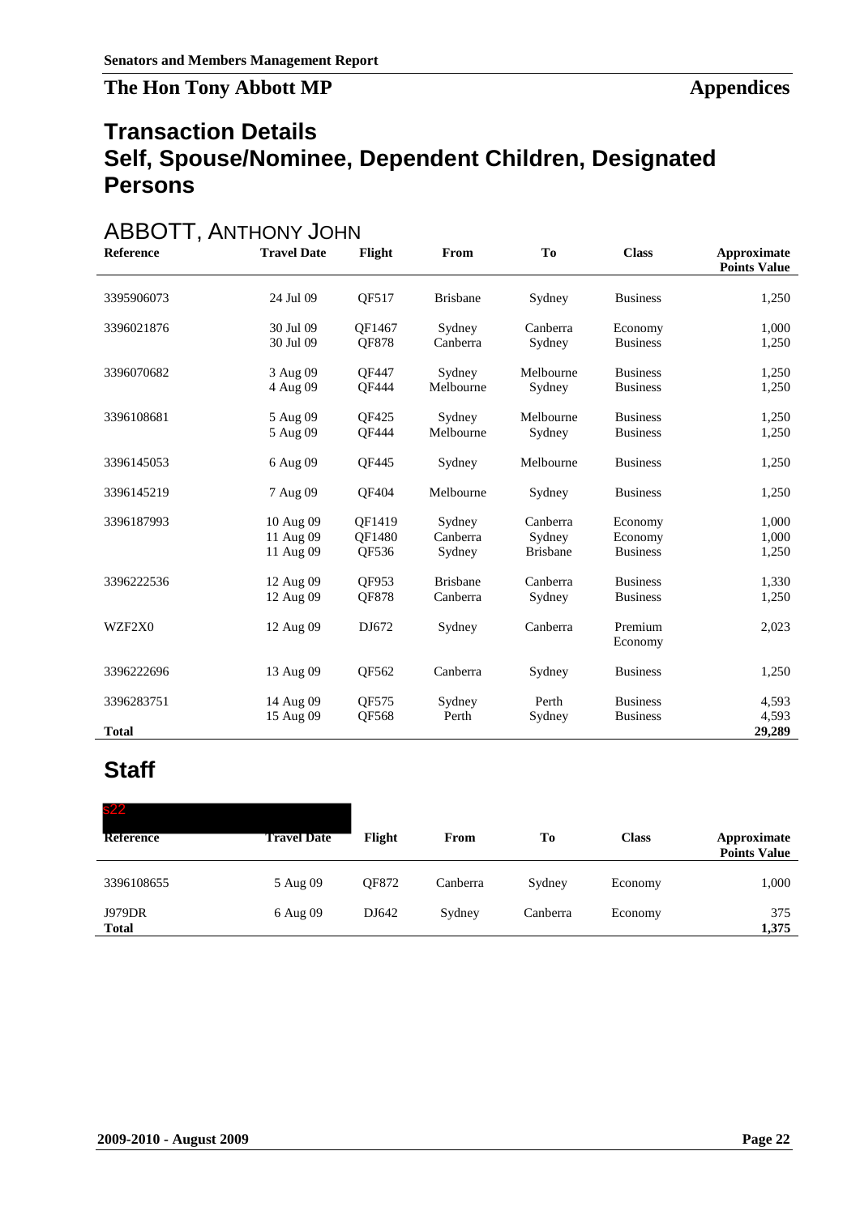# Transaction Details
# Self, Spouse/Nominee, Dependent Children, Designated Persons

## ABBOTT, ANTHONY JOHN

| Reference | Travel Date | Flight | From | To | Class | Approximate Points Value |
|---|---|---|---|---|---|---|
| 3395906073 | 24 Jul 09 | QF517 | Brisbane | Sydney | Business | 1,250 |
| 3396021876 | 30 Jul 09 | QF1467 | Sydney | Canberra | Economy | 1,000 |
| | 30 Jul 09 | QF878 | Canberra | Sydney | Business | 1,250 |
| 3396070682 | 3 Aug 09 | QF447 | Sydney | Melbourne | Business | 1,250 |
| | 4 Aug 09 | QF444 | Melbourne | Sydney | Business | 1,250 |
| 3396108681 | 5 Aug 09 | QF425 | Sydney | Melbourne | Business | 1,250 |
| | 5 Aug 09 | QF444 | Melbourne | Sydney | Business | 1,250 |
| 3396145053 | 6 Aug 09 | QF445 | Sydney | Melbourne | Business | 1,250 |
| 3396145219 | 7 Aug 09 | QF404 | Melbourne | Sydney | Business | 1,250 |
| 3396187993 | 10 Aug 09 | QF1419 | Sydney | Canberra | Economy | 1,000 |
| | 11 Aug 09 | QF1480 | Canberra | Sydney | Economy | 1,000 |
| | 11 Aug 09 | QF536 | Sydney | Brisbane | Business | 1,250 |
| 3396222536 | 12 Aug 09 | QF953 | Brisbane | Canberra | Business | 1,330 |
| | 12 Aug 09 | QF878 | Canberra | Sydney | Business | 1,250 |
| WZF2X0 | 12 Aug 09 | DJ672 | Sydney | Canberra | Premium Economy | 2,023 |
| 3396222696 | 13 Aug 09 | QF562 | Canberra | Sydney | Business | 1,250 |
| 3396283751 | 14 Aug 09 | QF575 | Sydney | Perth | Business | 4,593 |
| | 15 Aug 09 | QF568 | Perth | Sydney | Business | 4,593 |
| **Total** | | | | | | **29,289** |

# Staff

s22

| Reference | Travel Date | Flight | From | To | Class | Approximate Points Value |
|---|---|---|---|---|---|---|
| 3396108655 | 5 Aug 09 | QF872 | Canberra | Sydney | Economy | 1,000 |
| J979DR | 6 Aug 09 | DJ642 | Sydney | Canberra | Economy | 375 |
| **Total** | | | | | | **1,375** |